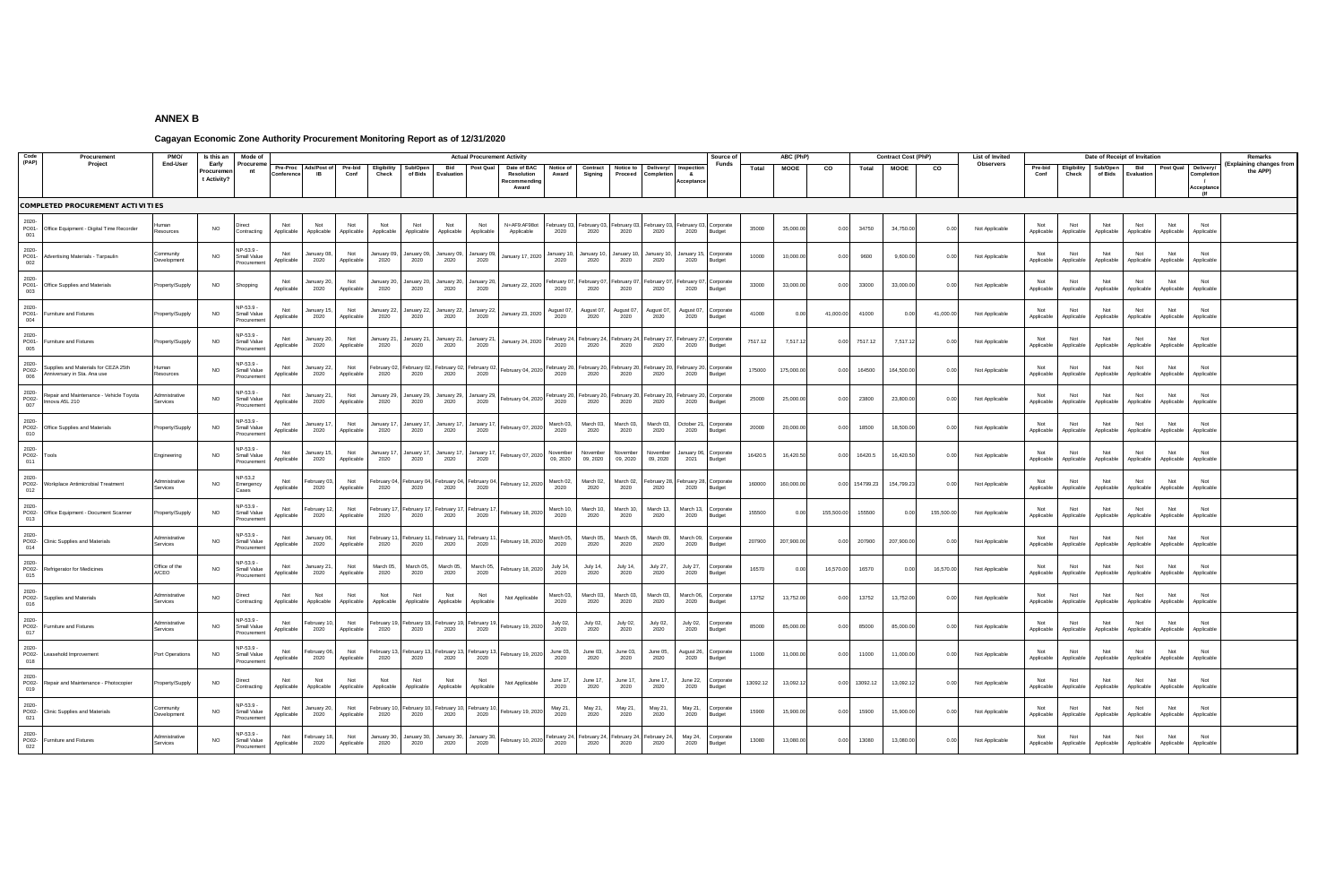# ANNEX B

## Cagayan Economic Zone Authority Procurement Monitoring Report as of 12/31/2020

| Code (PAP) | Procurement Project | PMO/ End-User | Is this an Early Procurement Activity? | Mode of Procurement | Actual Procurement Activity | | | | | | | | | | | | | | Source of Funds | ABC (PhP) | | | Contract Cost (PhP) | | | List of Invited Observers | Date of Receipt of Invitation | | | | | | Remarks (Explaining changes from the APP) |
|---|---|---|---|---|---|---|---|---|---|---|---|---|---|---|---|---|---|---|---|---|---|---|---|---|---|---|---|---|---|---|---|---|---|
| | | | | | Pre-Proc Conference | Ads/Post of IB | Pre-bid Conf | Eligibility Check | Sub/Open of Bids | Bid Evaluation | Post Qual | Date of BAC Resolution Recommending Award | Notice of Award | Contract Signing | Notice to Proceed | Delivery/ Completion | Inspection & Acceptance | | | Total | MOOE | CO | Total | MOOE | CO | | Pre-bid Conf | Eligibility Check | Sub/Open of Bids | Bid Evaluation | Post Qual | Delivery/ Completion / Acceptance (If | |
| **COMPLETED PROCUREMENT ACTIVITIES** | | | | | | | | | | | | | | | | | | | | | | | | | | | | | | | | | |
| 2020-PO01-001 | Office Equipment - Digital Time Recorder | Human Resources | NO | Direct Contracting | Not Applicable | Not Applicable | Not Applicable | Not Applicable | Not Applicable | Not Applicable | Not Applicable | N=AF9:AF98ot Applicable | February 03, 2020 | February 03, 2020 | February 03, 2020 | February 03, 2020 | February 03, 2020 | Corporate Budget | 35000 | 35,000.00 | 0.00 | 34750 | 34,750.00 | 0.00 | Not Applicable | Not Applicable | Not Applicable | Not Applicable | Not Applicable | Not Applicable | Not Applicable | |
| 2020-PO01-002 | Advertising Materials - Tarpaulin | Community Development | NO | NP-53.9 - Small Value Procurement | Not Applicable | January 08, 2020 | Not Applicable | January 09, 2020 | January 09, 2020 | January 09, 2020 | January 09, 2020 | January 17, 2020 | January 10, 2020 | January 10, 2020 | January 10, 2020 | January 10, 2020 | January 15, 2020 | Corporate Budget | 10000 | 10,000.00 | 0.00 | 9600 | 9,600.00 | 0.00 | Not Applicable | Not Applicable | Not Applicable | Not Applicable | Not Applicable | Not Applicable | Not Applicable | |
| 2020-PO01-003 | Office Supplies and Materials | Property/Supply | NO | Shopping | Not Applicable | January 20, 2020 | Not Applicable | January 20, 2020 | January 20, 2020 | January 20, 2020 | January 20, 2020 | January 22, 2020 | February 07, 2020 | February 07, 2020 | February 07, 2020 | February 07, 2020 | February 07, 2020 | Corporate Budget | 33000 | 33,000.00 | 0.00 | 33000 | 33,000.00 | 0.00 | Not Applicable | Not Applicable | Not Applicable | Not Applicable | Not Applicable | Not Applicable | Not Applicable | |
| 2020-PO01-004 | Furniture and Fixtures | Property/Supply | NO | NP-53.9 - Small Value Procurement | Not Applicable | January 15, 2020 | Not Applicable | January 22, 2020 | January 22, 2020 | January 22, 2020 | January 22, 2020 | January 23, 2020 | August 07, 2020 | August 07, 2020 | August 07, 2020 | August 07, 2020 | August 07, 2020 | Corporate Budget | 41000 | 0.00 | 41,000.00 | 41000 | 0.00 | 41,000.00 | Not Applicable | Not Applicable | Not Applicable | Not Applicable | Not Applicable | Not Applicable | Not Applicable | |
| 2020-PO01-005 | Furniture and Fixtures | Property/Supply | NO | NP-53.9 - Small Value Procurement | Not Applicable | January 20, 2020 | Not Applicable | January 21, 2020 | January 21, 2020 | January 21, 2020 | January 21, 2020 | January 24, 2020 | February 24, 2020 | February 24, 2020 | February 24, 2020 | February 27, 2020 | February 27, 2020 | Corporate Budget | 7517.12 | 7,517.12 | 0.00 | 7517.12 | 7,517.12 | 0.00 | Not Applicable | Not Applicable | Not Applicable | Not Applicable | Not Applicable | Not Applicable | Not Applicable | |
| 2020-PO02-006 | Supplies and Materials for CEZA 25th Anniversary in Sta. Ana use | Human Resources | NO | NP-53.9 - Small Value Procurement | Not Applicable | January 22, 2020 | Not Applicable | February 02, 2020 | February 02, 2020 | February 02, 2020 | February 02, 2020 | February 04, 2020 | February 20, 2020 | February 20, 2020 | February 20, 2020 | February 20, 2020 | February 20, 2020 | Corporate Budget | 175000 | 175,000.00 | 0.00 | 164500 | 164,500.00 | 0.00 | Not Applicable | Not Applicable | Not Applicable | Not Applicable | Not Applicable | Not Applicable | Not Applicable | |
| 2020-PO02-007 | Repair and Maintenance - Vehicle Toyota Innova ASL 210 | Administrative Services | NO | NP-53.9 - Small Value Procurement | Not Applicable | January 21, 2020 | Not Applicable | January 29, 2020 | January 29, 2020 | January 29, 2020 | January 29, 2020 | February 04, 2020 | February 20, 2020 | February 20, 2020 | February 20, 2020 | February 20, 2020 | February 20, 2020 | Corporate Budget | 25000 | 25,000.00 | 0.00 | 23600 | 23,600.00 | 0.00 | Not Applicable | Not Applicable | Not Applicable | Not Applicable | Not Applicable | Not Applicable | Not Applicable | |
| 2020-PO02-010 | Office Supplies and Materials | Property/Supply | NO | NP-53.9 - Small Value Procurement | Not Applicable | January 17, 2020 | Not Applicable | January 17, 2020 | January 17, 2020 | January 17, 2020 | January 17, 2020 | February 07, 2020 | March 03, 2020 | March 03, 2020 | March 03, 2020 | March 03, 2020 | October 21, 2020 | Corporate Budget | 20000 | 20,000.00 | 0.00 | 18500 | 18,500.00 | 0.00 | Not Applicable | Not Applicable | Not Applicable | Not Applicable | Not Applicable | Not Applicable | Not Applicable | |
| 2020-PO02-011 | Tools | Engineering | NO | NP-53.9 - Small Value Procurement | Not Applicable | January 15, 2020 | Not Applicable | January 17, 2020 | January 17, 2020 | January 17, 2020 | January 17, 2020 | February 07, 2020 | November 09, 2020 | November 09, 2020 | November 09, 2020 | November 09, 2020 | January 06, 2021 | Corporate Budget | 16420.5 | 16,420.50 | 0.00 | 16420.5 | 16,420.50 | 0.00 | Not Applicable | Not Applicable | Not Applicable | Not Applicable | Not Applicable | Not Applicable | Not Applicable | |
| 2020-PO02-012 | Workplace Antimicrobial Treatment | Administrative Services | NO | NP-53.2 Emergency Cases | Not Applicable | February 03, 2020 | Not Applicable | February 04, 2020 | February 04, 2020 | February 04, 2020 | February 04, 2020 | February 12, 2020 | March 02, 2020 | March 02, 2020 | March 02, 2020 | February 28, 2020 | February 28, 2020 | Corporate Budget | 160000 | 160,000.00 | 0.00 | 154799.23 | 154,799.23 | 0.00 | Not Applicable | Not Applicable | Not Applicable | Not Applicable | Not Applicable | Not Applicable | Not Applicable | |
| 2020-PO02-013 | Office Equipment - Document Scanner | Property/Supply | NO | NP-53.9 - Small Value Procurement | Not Applicable | February 12, 2020 | Not Applicable | February 17, 2020 | February 17, 2020 | February 17, 2020 | February 17, 2020 | February 18, 2020 | March 10, 2020 | March 10, 2020 | March 10, 2020 | March 13, 2020 | March 13, 2020 | Corporate Budget | 155500 | 0.00 | 155,500.00 | 155500 | 0.00 | 155,500.00 | Not Applicable | Not Applicable | Not Applicable | Not Applicable | Not Applicable | Not Applicable | Not Applicable | |
| 2020-PO02-014 | Clinic Supplies and Materials | Administrative Services | NO | NP-53.9 - Small Value Procurement | Not Applicable | January 06, 2020 | Not Applicable | February 11, 2020 | February 11, 2020 | February 11, 2020 | February 11, 2020 | February 18, 2020 | March 05, 2020 | March 05, 2020 | March 05, 2020 | March 09, 2020 | March 09, 2020 | Corporate Budget | 207900 | 207,900.00 | 0.00 | 207900 | 207,900.00 | 0.00 | Not Applicable | Not Applicable | Not Applicable | Not Applicable | Not Applicable | Not Applicable | Not Applicable | |
| 2020-PO02-015 | Refrigerator for Medicines | Office of the A/CEO | NO | NP-53.9 - Small Value Procurement | Not Applicable | January 21, 2020 | Not Applicable | March 05, 2020 | March 05, 2020 | March 05, 2020 | March 05, 2020 | February 18, 2020 | July 14, 2020 | July 14, 2020 | July 14, 2020 | July 27, 2020 | July 27, 2020 | Corporate Budget | 16570 | 0.00 | 16,570.00 | 16570 | 0.00 | 16,570.00 | Not Applicable | Not Applicable | Not Applicable | Not Applicable | Not Applicable | Not Applicable | Not Applicable | |
| 2020-PO02-016 | Supplies and Materials | Administrative Services | NO | Direct Contracting | Not Applicable | Not Applicable | Not Applicable | Not Applicable | Not Applicable | Not Applicable | Not Applicable | Not Applicable | March 03, 2020 | March 03, 2020 | March 03, 2020 | March 03, 2020 | March 06, 2020 | Corporate Budget | 13752 | 13,752.00 | 0.00 | 13752 | 13,752.00 | 0.00 | Not Applicable | Not Applicable | Not Applicable | Not Applicable | Not Applicable | Not Applicable | Not Applicable | |
| 2020-PO02-017 | Furniture and Fixtures | Administrative Services | NO | NP-53.9 - Small Value Procurement | Not Applicable | February 10, 2020 | Not Applicable | February 19, 2020 | February 19, 2020 | February 19, 2020 | February 19, 2020 | February 19, 2020 | July 02, 2020 | July 02, 2020 | July 02, 2020 | July 02, 2020 | July 02, 2020 | Corporate Budget | 85000 | 85,000.00 | 0.00 | 85000 | 85,000.00 | 0.00 | Not Applicable | Not Applicable | Not Applicable | Not Applicable | Not Applicable | Not Applicable | Not Applicable | |
| 2020-PO02-018 | Leasehold Improvement | Port Operations | NO | NP-53.9 - Small Value Procurement | Not Applicable | February 06, 2020 | Not Applicable | February 13, 2020 | February 13, 2020 | February 13, 2020 | February 13, 2020 | February 19, 2020 | June 03, 2020 | June 03, 2020 | June 03, 2020 | June 05, 2020 | August 26, 2020 | Corporate Budget | 11000 | 11,000.00 | 0.00 | 11000 | 11,000.00 | 0.00 | Not Applicable | Not Applicable | Not Applicable | Not Applicable | Not Applicable | Not Applicable | Not Applicable | |
| 2020-PO02-019 | Repair and Maintenance - Photocopier | Property/Supply | NO | Direct Contracting | Not Applicable | Not Applicable | Not Applicable | Not Applicable | Not Applicable | Not Applicable | Not Applicable | Not Applicable | June 17, 2020 | June 17, 2020 | June 17, 2020 | June 17, 2020 | June 22, 2020 | Corporate Budget | 13092.12 | 13,092.12 | 0.00 | 13092.12 | 13,092.12 | 0.00 | Not Applicable | Not Applicable | Not Applicable | Not Applicable | Not Applicable | Not Applicable | Not Applicable | |
| 2020-PO02-021 | Clinic Supplies and Materials | Community Development | NO | NP-53.9 - Small Value Procurement | Not Applicable | January 20, 2020 | Not Applicable | February 10, 2020 | February 10, 2020 | February 10, 2020 | February 10, 2020 | February 19, 2020 | May 21, 2020 | May 21, 2020 | May 21, 2020 | May 21, 2020 | May 21, 2020 | Corporate Budget | 15900 | 15,900.00 | 0.00 | 15900 | 15,900.00 | 0.00 | Not Applicable | Not Applicable | Not Applicable | Not Applicable | Not Applicable | Not Applicable | Not Applicable | |
| 2020-PO02-022 | Furniture and Fixtures | Administrative Services | NO | NP-53.9 - Small Value Procurement | Not Applicable | February 18, 2020 | Not Applicable | January 30, 2020 | January 30, 2020 | January 30, 2020 | January 30, 2020 | February 10, 2020 | February 24, 2020 | February 24, 2020 | February 24, 2020 | February 24, 2020 | May 24, 2020 | Corporate Budget | 13080 | 13,080.00 | 0.00 | 13080 | 13,080.00 | 0.00 | Not Applicable | Not Applicable | Not Applicable | Not Applicable | Not Applicable | Not Applicable | Not Applicable | |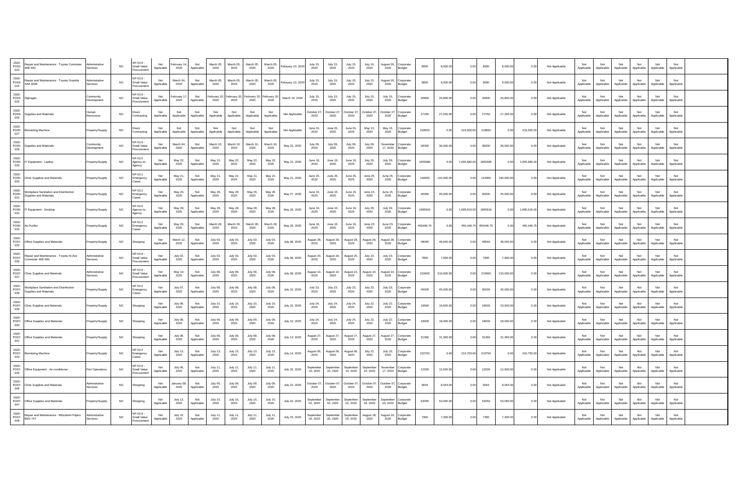| | | | | | | | | | | | | | | | | | | | | | | | | | | | | | | | |
|---|---|---|---|---|---|---|---|---|---|---|---|---|---|---|---|---|---|---|---|---|---|---|---|---|---|---|---|---|---|---|---|
| 2020-PO02-023 | Repair and Maintenance - Toyota Commuter A6E 590 | Administrative Services | NO | NP-53.9 - Small Value Procurement | Not Applicable | February 14, 2020 | Not Applicable | March 05, 2020 | March 05, 2020 | March 05, 2020 | March 05, 2020 | February 10, 2020 | July 15, 2020 | July 15, 2020 | July 15, 2020 | July 16, 2020 | August 26, 2020 | Corporate Budget | 8000 | 8,000.00 | 0.00 | 8000 | 8,000.00 | 0.00 | Not Applicable | Not Applicable | Not Applicable | Not Applicable | Not Applicable | Not Applicable | Not Applicable |
| 2020-PO03-024 | Repair and Maintenance - Toyota Grandia SAA 3038 | Administrative Services | NO | NP-53.9 - Small Value Procurement | Not Applicable | March 04, 2020 | Not Applicable | March 05, 2020 | March 05, 2020 | March 05, 2020 | March 05, 2020 | February 10, 2020 | July 15, 2020 | July 15, 2020 | July 15, 2020 | July 15, 2020 | August 26, 2020 | Corporate Budget | 9000 | 9,000.00 | 0.00 | 9000 | 9,000.00 | 0.00 | Not Applicable | Not Applicable | Not Applicable | Not Applicable | Not Applicable | Not Applicable | Not Applicable |
| 2020-PO03-025 | Signages | Community Development | NO | NP-53.9 - Small Value Procurement | Not Applicable | February 17, 2020 | Not Applicable | February 20, 2020 | February 20, 2020 | February 20, 2020 | February 20, 2020 | March 10, 2020 | July 15, 2020 | July 15, 2020 | July 15, 2020 | July 15, 2020 | July 15, 2020 | Corporate Budget | 26800 | 26,800.00 | 0.00 | 26800 | 26,800.00 | 0.00 | Not Applicable | Not Applicable | Not Applicable | Not Applicable | Not Applicable | Not Applicable | Not Applicable |
| 2020-PO03-026 | Supplies and Materials | Human Resources | NO | Direct Contracting | Not Applicable | Not Applicable | Not Applicable | Not Applicable | Not Applicable | Not Applicable | Not Applicable | Not Applicable | October 27, 2020 | October 27, 2020 | October 27, 2020 | October 27, 2020 | October 27, 2020 | Corporate Budget | 27250 | 27,250.00 | 0.00 | 27250 | 27,250.00 | 0.00 | Not Applicable | Not Applicable | Not Applicable | Not Applicable | Not Applicable | Not Applicable | Not Applicable |
| 2020-PO05-027 | Biometric Machine | Property/Supply | NO | Direct Contracting | Not Applicable | Not Applicable | Not Applicable | Not Applicable | Not Applicable | Not Applicable | Not Applicable | Not Applicable | June 01, 2020 | June 01, 2020 | June 01, 2020 | May 13, 2020 | May 13, 2020 | Corporate Budget | 219500 | 0.00 | 219,500.00 | 219500 | 0.00 | 219,500.00 | Not Applicable | Not Applicable | Not Applicable | Not Applicable | Not Applicable | Not Applicable | Not Applicable |
| 2020-PO05-028 | Supplies and Materials | Community Development | NO | NP-53.9 - Small Value Procurement | Not Applicable | March 04, 2020 | Not Applicable | March 10, 2020 | March 10, 2020 | March 10, 2020 | March 10, 2020 | May 22, 2020 | July 09, 2020 | July 09, 2020 | July 09, 2020 | July 09, 2020 | November 17, 2020 | Corporate Budget | 36000 | 36,000.00 | 0.00 | 36000 | 36,000.00 | 0.00 | Not Applicable | Not Applicable | Not Applicable | Not Applicable | Not Applicable | Not Applicable | Not Applicable |
| 2020-PO05-029 | IT Equipment - Laptop | Property/Supply | NO | NP-53.5 Agency-to-Agency | Not Applicable | May 22, 2020 | Not Applicable | May 22, 2020 | May 22, 2020 | May 22, 2020 | May 22, 2020 | May 22, 2020 | June 16, 2020 | June 16, 2020 | June 16, 2020 | July 29, 2020 | July 29, 2020 | Corporate Budget | 1655680 | 0.00 | 1,655,680.00 | 1655680 | 0.00 | 1,655,680.00 | Not Applicable | Not Applicable | Not Applicable | Not Applicable | Not Applicable | Not Applicable | Not Applicable |
| 2020-PO05-030 | Clinic Supplies and Materials | Property/Supply | NO | NP-53.2 Emergency Cases | Not Applicable | May 21, 2020 | Not Applicable | May 21, 2020 | May 21, 2020 | May 21, 2020 | May 21, 2020 | May 21, 2020 | June 25, 2020 | June 25, 2020 | June 25, 2020 | June 25, 2020 | June 25, 2020 | Corporate Budget | 144000 | 144,000.00 | 0.00 | 144000 | 144,000.00 | 0.00 | Not Applicable | Not Applicable | Not Applicable | Not Applicable | Not Applicable | Not Applicable | Not Applicable |
| 2020-PO05-031 | Workplace Sanitation and Disinfection Supplies and Materials | Property/Supply | NO | NP-53.2 Emergency Cases | Not Applicable | May 26, 2020 | Not Applicable | May 26, 2020 | May 26, 2020 | May 26, 2020 | May 26, 2020 | May 27, 2020 | June 15, 2020 | June 15, 2020 | June 15, 2020 | June 15, 2020 | June 15, 2020 | Corporate Budget | 45000 | 45,000.00 | 0.00 | 45000 | 45,000.00 | 0.00 | Not Applicable | Not Applicable | Not Applicable | Not Applicable | Not Applicable | Not Applicable | Not Applicable |
| 2020-PO05-032 | IT Equipment - Desktop | Property/Supply | NO | NP-53.5 Agency-to-Agency | Not Applicable | May 28, 2020 | Not Applicable | May 28, 2020 | May 28, 2020 | May 28, 2020 | May 28, 2020 | May 28, 2020 | June 16, 2020 | June 16, 2020 | June 16, 2020 | July 29, 2020 | July 29, 2020 | Corporate Budget | 1695616 | 0.00 | 1,695,616.00 | 1695616 | 0.00 | 1,695,616.00 | Not Applicable | Not Applicable | Not Applicable | Not Applicable | Not Applicable | Not Applicable | Not Applicable |
| 2020-PO05-033 | Air Purifier | Property/Supply | NO | NP-53.2 Emergency Cases | Not Applicable | May 29, 2020 | Not Applicable | March 28, 2020 | March 28, 2020 | March 28, 2020 | March 28, 2020 | May 29, 2020 | June 16, 2020 | June 16, 2020 | June 16, 2020 | June 23, 2020 | June 23, 2020 | Corporate Budget | 450446.75 | 0.00 | 450,446.75 | 450446.75 | 0.00 | 450,446.75 | Not Applicable | Not Applicable | Not Applicable | Not Applicable | Not Applicable | Not Applicable | Not Applicable |
| 2020-PO07-035 | Office Supplies and Materials | Property/Supply | NO | Shopping | Not Applicable | March 12, 2020 | Not Applicable | July 03, 2020 | July 03, 2020 | July 03, 2020 | July 03, 2020 | July 08, 2020 | August 28, 2020 | August 28, 2020 | August 28, 2020 | August 28, 2020 | August 28, 2020 | Corporate Budget | 48040 | 48,040.00 | 0.00 | 48040 | 48,040.00 | 0.00 | Not Applicable | Not Applicable | Not Applicable | Not Applicable | Not Applicable | Not Applicable | Not Applicable |
| 2020-PO07-036 | Repair and Maintenance - Toyota Hi-Ace Commuter A6E 694 | Administrative Services | NO | NP-53.9 - Small Value Procurement | Not Applicable | July 02, 2020 | Not Applicable | July 03, 2020 | July 03, 2020 | July 03, 2020 | July 03, 2020 | July 08, 2020 | August 20, 2020 | August 20, 2020 | August 20, 2020 | July 23, 2020 | July 23, 2020 | Corporate Budget | 7900 | 7,900.00 | 0.00 | 7900 | 7,900.00 | 0.00 | Not Applicable | Not Applicable | Not Applicable | Not Applicable | Not Applicable | Not Applicable | Not Applicable |
| 2020-PO07-037 | Clinic Supplies and Materials | Administrative Services | NO | NP-53.9 - Small Value Procurement | Not Applicable | May 19, 2020 | Not Applicable | July 08, 2020 | July 08, 2020 | July 08, 2020 | July 08, 2020 | July 08, 2020 | August 10, 2020 | August 10, 2020 | August 10, 2020 | August 10, 2020 | August 10, 2020 | Corporate Budget | 210000 | 210,000.00 | 0.00 | 210000 | 210,000.00 | 0.00 | Not Applicable | Not Applicable | Not Applicable | Not Applicable | Not Applicable | Not Applicable | Not Applicable |
| 2020-PO07-038 | Workplace Sanitation and Disinfection Supplies and Materials | Property/Supply | NO | NP-53.2 Emergency Cases | Not Applicable | July 07, 2020 | Not Applicable | July 08, 2020 | July 08, 2020 | July 08, 2020 | July 08, 2020 | July 10, 2020 | July 23, 2020 | July 23, 2020 | July 23, 2020 | July 23, 2020 | July 23, 2020 | Corporate Budget | 45000 | 45,000.00 | 0.00 | 45000 | 45,000.00 | 0.00 | Not Applicable | Not Applicable | Not Applicable | Not Applicable | Not Applicable | Not Applicable | Not Applicable |
| 2020-PO07-039 | Clinic Supplies and Materials | Property/Supply | NO | Shopping | Not Applicable | July 08, 2020 | Not Applicable | July 10, 2020 | July 10, 2020 | July 10, 2020 | July 10, 2020 | July 10, 2020 | July 24, 2020 | July 24, 2020 | July 24, 2020 | July 22, 2020 | July 22, 2020 | Corporate Budget | 19500 | 19,500.00 | 0.00 | 19500 | 19,500.00 | 0.00 | Not Applicable | Not Applicable | Not Applicable | Not Applicable | Not Applicable | Not Applicable | Not Applicable |
| 2020-PO07-040 | Office Supplies and Materials | Property/Supply | NO | Shopping | Not Applicable | July 08, 2020 | Not Applicable | July 09, 2020 | July 09, 2020 | July 09, 2020 | July 09, 2020 | July 10, 2020 | July 24, 2020 | July 24, 2020 | July 24, 2020 | July 22, 2020 | July 22, 2020 | Corporate Budget | 18000 | 18,000.00 | 0.00 | 18000 | 18,000.00 | 0.00 | Not Applicable | Not Applicable | Not Applicable | Not Applicable | Not Applicable | Not Applicable | Not Applicable |
| 2020-PO07-041 | Office Supplies and Materials | Property/Supply | NO | Shopping | Not Applicable | July 08, 2020 | Not Applicable | July 08, 2020 | July 08, 2020 | July 08, 2020 | July 08, 2020 | July 13, 2020 | August 27, 2020 | August 27, 2020 | August 27, 2020 | August 27, 2020 | August 27, 2020 | Corporate Budget | 31360 | 31,360.00 | 0.00 | 31360 | 31,360.00 | 0.00 | Not Applicable | Not Applicable | Not Applicable | Not Applicable | Not Applicable | Not Applicable | Not Applicable |
| 2020-PO07-043 | Biometric Machine | Property/Supply | NO | NP-53.2 Emergency Cases | Not Applicable | July 13, 2020 | Not Applicable | July 13, 2020 | July 13, 2020 | July 13, 2020 | July 13, 2020 | July 14, 2020 | August 06, 2020 | August 06, 2020 | August 06, 2020 | July 15, 2020 | July 15, 2020 | Corporate Budget | 210750 | 0.00 | 210,750.00 | 210750 | 0.00 | 210,750.00 | Not Applicable | Not Applicable | Not Applicable | Not Applicable | Not Applicable | Not Applicable | Not Applicable |
| 2020-PO07-045 | Office Equipment - Air-conditioner | Port Operations | NO | NP-53.9 - Small Value Procurement | Not Applicable | July 06, 2020 | Not Applicable | July 11, 2020 | July 11, 2020 | July 11, 2020 | July 11, 2020 | July 20, 2020 | September 10, 2020 | September 10, 2020 | September 10, 2020 | September 10, 2020 | November 17, 2020 | Corporate Budget | 12500 | 12,500.00 | 0.00 | 12500 | 12,500.00 | 0.00 | Not Applicable | Not Applicable | Not Applicable | Not Applicable | Not Applicable | Not Applicable | Not Applicable |
| 2020-PO07-046 | Clinic Supplies and Materials | Administrative Services | NO | Shopping | Not Applicable | January 08, 2020 | Not Applicable | July 09, 2020 | July 09, 2020 | July 09, 2020 | July 09, 2020 | July 22, 2020 | October 07, 2020 | October 07, 2020 | October 07, 2020 | October 07, 2020 | October 07, 2020 | Corporate Budget | 9044 | 9,044.00 | 0.00 | 9044 | 9,044.00 | 0.00 | Not Applicable | Not Applicable | Not Applicable | Not Applicable | Not Applicable | Not Applicable | Not Applicable |
| 2020-PO07-047 | Office Supplies and Materials | Property/Supply | NO | Shopping | Not Applicable | July 13, 2020 | Not Applicable | July 15, 2020 | July 15, 2020 | July 15, 2020 | July 15, 2020 | July 22, 2020 | September 02, 2020 | September 02, 2020 | September 02, 2020 | September 03, 2020 | September 03, 2020 | Corporate Budget | 53050 | 53,050.00 | 0.00 | 53050 | 53,050.00 | 0.00 | Not Applicable | Not Applicable | Not Applicable | Not Applicable | Not Applicable | Not Applicable | Not Applicable |
| 2020-PO07-048 | Repair and Maintenance - Mitsubishi Pajero SED 747 | Administrative Services | NO | NP-53.9 - Small Value Procurement | Not Applicable | July 10, 2020 | Not Applicable | July 11, 2020 | July 11, 2020 | July 11, 2020 | July 11, 2020 | July 23, 2020 | September 05, 2020 | September 05, 2020 | September 05, 2020 | August 18, 2020 | August 18, 2020 | Corporate Budget | 7300 | 7,300.00 | 0.00 | 7300 | 7,300.00 | 0.00 | Not Applicable | Not Applicable | Not Applicable | Not Applicable | Not Applicable | Not Applicable | Not Applicable |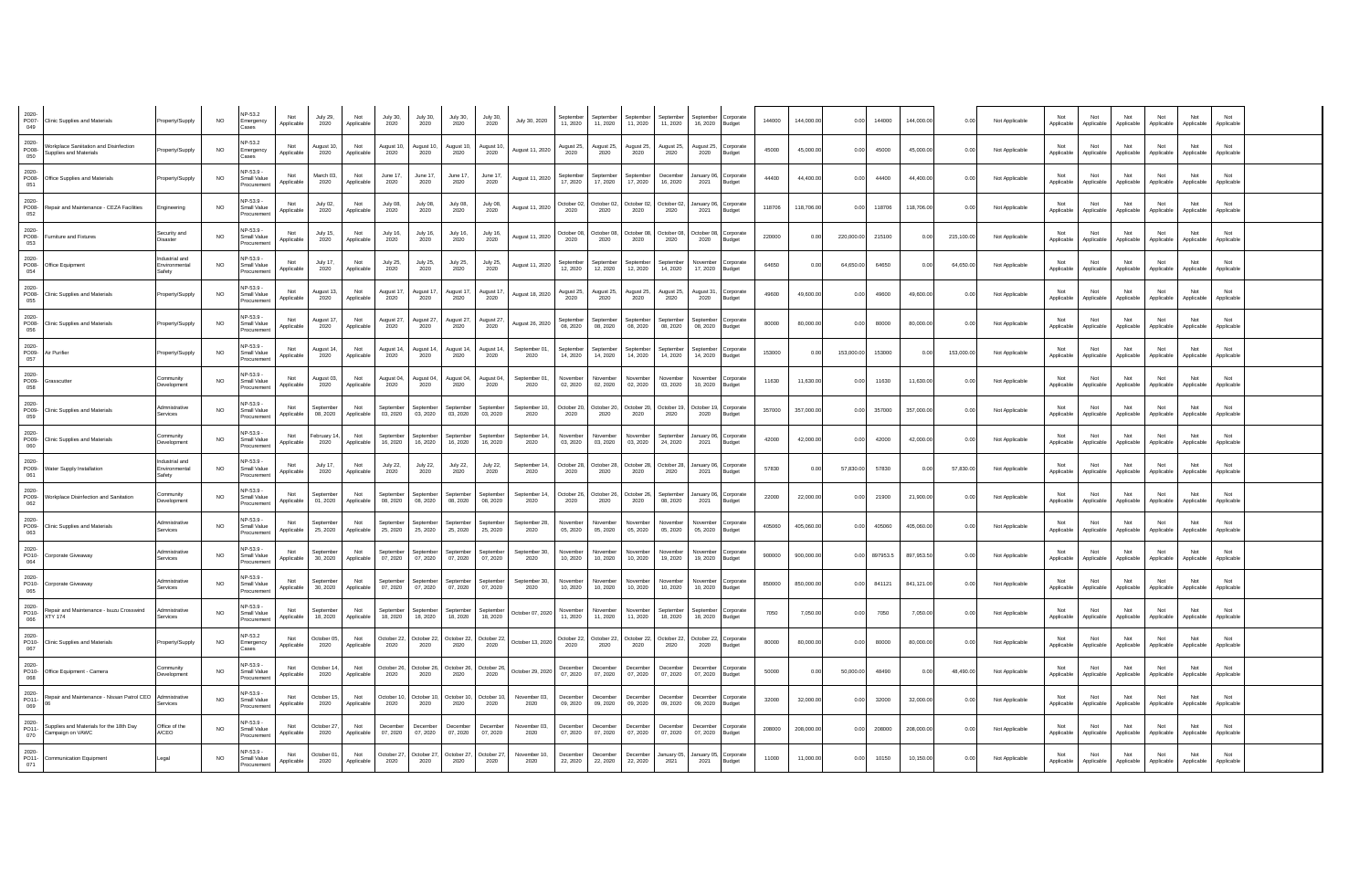| | | | | | | | | | | | | | | | | | | | | | | | | | | | | | | | | |
|---|---|---|---|---|---|---|---|---|---|---|---|---|---|---|---|---|---|---|---|---|---|---|---|---|---|---|---|---|---|---|---|---|
| 2020-PO07-049 | Clinic Supplies and Materials | Property/Supply | NO | NP-53.2 Emergency Cases | Not Applicable | July 29, 2020 | Not Applicable | July 30, 2020 | July 30, 2020 | July 30, 2020 | July 30, 2020 | July 30, 2020 | September 11, 2020 | September 11, 2020 | September 11, 2020 | September 11, 2020 | September 16, 2020 | Corporate Budget | 144000 | 144,000.00 | 0.00 | 144000 | 144,000.00 | 0.00 | Not Applicable | Not Applicable | Not Applicable | Not Applicable | Not Applicable | Not Applicable | Not Applicable | |
| 2020-PO08-050 | Workplace Sanitation and Disinfection Supplies and Materials | Property/Supply | NO | NP-53.2 Emergency Cases | Not Applicable | August 10, 2020 | Not Applicable | August 10, 2020 | August 10, 2020 | August 10, 2020 | August 10, 2020 | August 11, 2020 | August 25, 2020 | August 25, 2020 | August 25, 2020 | August 25, 2020 | August 25, 2020 | Corporate Budget | 45000 | 45,000.00 | 0.00 | 45000 | 45,000.00 | 0.00 | Not Applicable | Not Applicable | Not Applicable | Not Applicable | Not Applicable | Not Applicable | Not Applicable | |
| 2020-PO08-051 | Office Supplies and Materials | Property/Supply | NO | NP-53.9 - Small Value Procurement | Not Applicable | March 03, 2020 | Not Applicable | June 17, 2020 | June 17, 2020 | June 17, 2020 | June 17, 2020 | August 11, 2020 | September 17, 2020 | September 17, 2020 | September 17, 2020 | December 16, 2020 | January 06, 2021 | Corporate Budget | 44400 | 44,400.00 | 0.00 | 44400 | 44,400.00 | 0.00 | Not Applicable | Not Applicable | Not Applicable | Not Applicable | Not Applicable | Not Applicable | Not Applicable | |
| 2020-PO08-052 | Repair and Maintenance - CEZA Facilities | Engineering | NO | NP-53.9 - Small Value Procurement | Not Applicable | July 02, 2020 | Not Applicable | July 08, 2020 | July 08, 2020 | July 08, 2020 | July 08, 2020 | August 11, 2020 | October 02, 2020 | October 02, 2020 | October 02, 2020 | October 02, 2020 | January 06, 2021 | Corporate Budget | 118706 | 118,706.00 | 0.00 | 118706 | 118,706.00 | 0.00 | Not Applicable | Not Applicable | Not Applicable | Not Applicable | Not Applicable | Not Applicable | Not Applicable | |
| 2020-PO08-053 | Furniture and Fixtures | Security and Disaster | NO | NP-53.9 - Small Value Procurement | Not Applicable | July 15, 2020 | Not Applicable | July 16, 2020 | July 16, 2020 | July 16, 2020 | July 16, 2020 | August 11, 2020 | October 08, 2020 | October 08, 2020 | October 08, 2020 | October 08, 2020 | October 08, 2020 | Corporate Budget | 220000 | 0.00 | 220,000.00 | 215100 | 0.00 | 215,100.00 | Not Applicable | Not Applicable | Not Applicable | Not Applicable | Not Applicable | Not Applicable | Not Applicable | |
| 2020-PO08-054 | Office Equipment | Industrial and Environmental Safety | NO | NP-53.9 - Small Value Procurement | Not Applicable | July 17, 2020 | Not Applicable | July 25, 2020 | July 25, 2020 | July 25, 2020 | July 25, 2020 | August 11, 2020 | September 12, 2020 | September 12, 2020 | September 12, 2020 | September 14, 2020 | November 17, 2020 | Corporate Budget | 64650 | 0.00 | 64,650.00 | 64650 | 0.00 | 64,650.00 | Not Applicable | Not Applicable | Not Applicable | Not Applicable | Not Applicable | Not Applicable | Not Applicable | |
| 2020-PO08-055 | Clinic Supplies and Materials | Property/Supply | NO | NP-53.9 - Small Value Procurement | Not Applicable | August 13, 2020 | Not Applicable | August 17, 2020 | August 17, 2020 | August 17, 2020 | August 17, 2020 | August 18, 2020 | August 25, 2020 | August 25, 2020 | August 25, 2020 | August 25, 2020 | August 31, 2020 | Corporate Budget | 49600 | 49,600.00 | 0.00 | 49600 | 49,600.00 | 0.00 | Not Applicable | Not Applicable | Not Applicable | Not Applicable | Not Applicable | Not Applicable | Not Applicable | |
| 2020-PO08-056 | Clinic Supplies and Materials | Property/Supply | NO | NP-53.9 - Small Value Procurement | Not Applicable | August 17, 2020 | Not Applicable | August 27, 2020 | August 27, 2020 | August 27, 2020 | August 27, 2020 | August 26, 2020 | September 08, 2020 | September 08, 2020 | September 08, 2020 | September 08, 2020 | September 08, 2020 | Corporate Budget | 80000 | 80,000.00 | 0.00 | 80000 | 80,000.00 | 0.00 | Not Applicable | Not Applicable | Not Applicable | Not Applicable | Not Applicable | Not Applicable | Not Applicable | |
| 2020-PO09-057 | Air Purifier | Property/Supply | NO | NP-53.9 - Small Value Procurement | Not Applicable | August 14, 2020 | Not Applicable | August 14, 2020 | August 14, 2020 | August 14, 2020 | August 14, 2020 | September 01, 2020 | September 14, 2020 | September 14, 2020 | September 14, 2020 | September 14, 2020 | September 14, 2020 | Corporate Budget | 153000 | 0.00 | 153,000.00 | 153000 | 0.00 | 153,000.00 | Not Applicable | Not Applicable | Not Applicable | Not Applicable | Not Applicable | Not Applicable | Not Applicable | |
| 2020-PO09-058 | Grasscutter | Community Development | NO | NP-53.9 - Small Value Procurement | Not Applicable | August 03, 2020 | Not Applicable | August 04, 2020 | August 04, 2020 | August 04, 2020 | August 04, 2020 | September 01, 2020 | November 02, 2020 | November 02, 2020 | November 02, 2020 | November 03, 2020 | November 10, 2020 | Corporate Budget | 11630 | 11,630.00 | 0.00 | 11630 | 11,630.00 | 0.00 | Not Applicable | Not Applicable | Not Applicable | Not Applicable | Not Applicable | Not Applicable | Not Applicable | |
| 2020-PO09-059 | Clinic Supplies and Materials | Administrative Services | NO | NP-53.9 - Small Value Procurement | Not Applicable | September 08, 2020 | Not Applicable | September 03, 2020 | September 03, 2020 | September 03, 2020 | September 03, 2020 | September 10, 2020 | October 20, 2020 | October 20, 2020 | October 20, 2020 | October 19, 2020 | October 19, 2020 | Corporate Budget | 357000 | 357,000.00 | 0.00 | 357000 | 357,000.00 | 0.00 | Not Applicable | Not Applicable | Not Applicable | Not Applicable | Not Applicable | Not Applicable | Not Applicable | |
| 2020-PO09-060 | Clinic Supplies and Materials | Community Development | NO | NP-53.9 - Small Value Procurement | Not Applicable | February 14, 2020 | Not Applicable | September 16, 2020 | September 16, 2020 | September 16, 2020 | September 16, 2020 | September 14, 2020 | November 03, 2020 | November 03, 2020 | November 03, 2020 | September 24, 2020 | January 06, 2021 | Corporate Budget | 42000 | 42,000.00 | 0.00 | 42000 | 42,000.00 | 0.00 | Not Applicable | Not Applicable | Not Applicable | Not Applicable | Not Applicable | Not Applicable | Not Applicable | |
| 2020-PO09-061 | Water Supply Installation | Industrial and Environmental Safety | NO | NP-53.9 - Small Value Procurement | Not Applicable | July 17, 2020 | Not Applicable | July 22, 2020 | July 22, 2020 | July 22, 2020 | July 22, 2020 | September 14, 2020 | October 28, 2020 | October 28, 2020 | October 28, 2020 | October 28, 2020 | January 06, 2021 | Corporate Budget | 57830 | 0.00 | 57,830.00 | 57830 | 0.00 | 57,830.00 | Not Applicable | Not Applicable | Not Applicable | Not Applicable | Not Applicable | Not Applicable | Not Applicable | |
| 2020-PO09-062 | Workplace Disinfection and Sanitation | Community Development | NO | NP-53.9 - Small Value Procurement | Not Applicable | September 01, 2020 | Not Applicable | September 08, 2020 | September 08, 2020 | September 08, 2020 | September 08, 2020 | September 14, 2020 | October 26, 2020 | October 26, 2020 | October 26, 2020 | September 08, 2020 | January 06, 2021 | Corporate Budget | 22000 | 22,000.00 | 0.00 | 21900 | 21,900.00 | 0.00 | Not Applicable | Not Applicable | Not Applicable | Not Applicable | Not Applicable | Not Applicable | Not Applicable | |
| 2020-PO09-063 | Clinic Supplies and Materials | Administrative Services | NO | NP-53.9 - Small Value Procurement | Not Applicable | September 25, 2020 | Not Applicable | September 25, 2020 | September 25, 2020 | September 25, 2020 | September 25, 2020 | September 28, 2020 | November 05, 2020 | November 05, 2020 | November 05, 2020 | November 05, 2020 | November 05, 2020 | Corporate Budget | 405060 | 405,060.00 | 0.00 | 405060 | 405,060.00 | 0.00 | Not Applicable | Not Applicable | Not Applicable | Not Applicable | Not Applicable | Not Applicable | Not Applicable | |
| 2020-PO10-064 | Corporate Giveaway | Administrative Services | NO | NP-53.9 - Small Value Procurement | Not Applicable | September 30, 2020 | Not Applicable | September 07, 2020 | September 07, 2020 | September 07, 2020 | September 07, 2020 | September 30, 2020 | November 10, 2020 | November 10, 2020 | November 10, 2020 | November 19, 2020 | November 19, 2020 | Corporate Budget | 900000 | 900,000.00 | 0.00 | 897953.5 | 897,953.50 | 0.00 | Not Applicable | Not Applicable | Not Applicable | Not Applicable | Not Applicable | Not Applicable | Not Applicable | |
| 2020-PO10-065 | Corporate Giveaway | Administrative Services | NO | NP-53.9 - Small Value Procurement | Not Applicable | September 30, 2020 | Not Applicable | September 07, 2020 | September 07, 2020 | September 07, 2020 | September 07, 2020 | September 30, 2020 | November 10, 2020 | November 10, 2020 | November 10, 2020 | November 10, 2020 | November 10, 2020 | Corporate Budget | 850000 | 850,000.00 | 0.00 | 841121 | 841,121.00 | 0.00 | Not Applicable | Not Applicable | Not Applicable | Not Applicable | Not Applicable | Not Applicable | Not Applicable | |
| 2020-PO10-066 | Repair and Maintenance - Isuzu Crosswind XTY 174 | Administrative Services | NO | NP-53.9 - Small Value Procurement | Not Applicable | September 18, 2020 | Not Applicable | September 18, 2020 | September 18, 2020 | September 18, 2020 | September 18, 2020 | October 07, 2020 | November 11, 2020 | November 11, 2020 | November 11, 2020 | September 18, 2020 | September 18, 2020 | Corporate Budget | 7050 | 7,050.00 | 0.00 | 7050 | 7,050.00 | 0.00 | Not Applicable | Not Applicable | Not Applicable | Not Applicable | Not Applicable | Not Applicable | Not Applicable | |
| 2020-PO10-067 | Clinic Supplies and Materials | Property/Supply | NO | NP-53.2 Emergency Cases | Not Applicable | October 05, 2020 | Not Applicable | October 22, 2020 | October 22, 2020 | October 22, 2020 | October 22, 2020 | October 13, 2020 | October 22, 2020 | October 22, 2020 | October 22, 2020 | October 22, 2020 | October 22, 2020 | Corporate Budget | 80000 | 80,000.00 | 0.00 | 80000 | 80,000.00 | 0.00 | Not Applicable | Not Applicable | Not Applicable | Not Applicable | Not Applicable | Not Applicable | Not Applicable | |
| 2020-PO10-068 | Office Equipment - Camera | Community Development | NO | NP-53.9 - Small Value Procurement | Not Applicable | October 14, 2020 | Not Applicable | October 26, 2020 | October 26, 2020 | October 26, 2020 | October 26, 2020 | October 29, 2020 | December 07, 2020 | December 07, 2020 | December 07, 2020 | December 07, 2020 | December 07, 2020 | Corporate Budget | 50000 | 0.00 | 50,000.00 | 48490 | 0.00 | 48,490.00 | Not Applicable | Not Applicable | Not Applicable | Not Applicable | Not Applicable | Not Applicable | Not Applicable | |
| 2020-PO11-069 | Repair and Maintenance - Nissan Patrol CEO 06 | Administrative Services | NO | NP-53.9 - Small Value Procurement | Not Applicable | October 15, 2020 | Not Applicable | October 10, 2020 | October 10, 2020 | October 10, 2020 | October 10, 2020 | November 03, 2020 | December 09, 2020 | December 09, 2020 | December 09, 2020 | December 09, 2020 | December 09, 2020 | Corporate Budget | 32000 | 32,000.00 | 0.00 | 32000 | 32,000.00 | 0.00 | Not Applicable | Not Applicable | Not Applicable | Not Applicable | Not Applicable | Not Applicable | Not Applicable | |
| 2020-PO11-070 | Supplies and Materials for the 18th Day Campaign on VAWC | Office of the A/CEO | NO | NP-53.9 - Small Value Procurement | Not Applicable | October 27, 2020 | Not Applicable | December 07, 2020 | December 07, 2020 | December 07, 2020 | December 07, 2020 | November 03, 2020 | December 07, 2020 | December 07, 2020 | December 07, 2020 | December 07, 2020 | December 07, 2020 | Corporate Budget | 208000 | 208,000.00 | 0.00 | 208000 | 208,000.00 | 0.00 | Not Applicable | Not Applicable | Not Applicable | Not Applicable | Not Applicable | Not Applicable | Not Applicable | |
| 2020-PO11-071 | Communication Equipment | Legal | NO | NP-53.9 - Small Value Procurement | Not Applicable | October 01, 2020 | Not Applicable | October 27, 2020 | October 27, 2020 | October 27, 2020 | October 27, 2020 | November 10, 2020 | December 22, 2020 | December 22, 2020 | December 22, 2020 | January 05, 2021 | January 05, 2021 | Corporate Budget | 11000 | 11,000.00 | 0.00 | 10150 | 10,150.00 | 0.00 | Not Applicable | Not Applicable | Not Applicable | Not Applicable | Not Applicable | Not Applicable | Not Applicable | |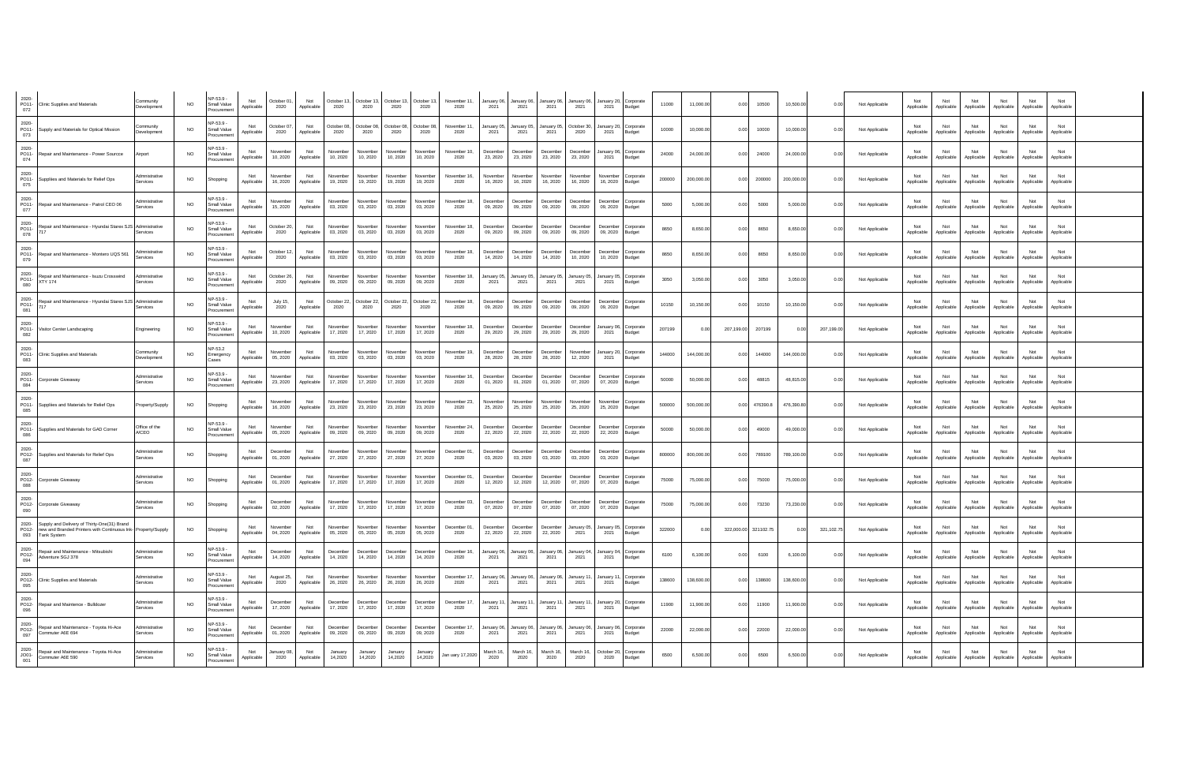| | | | | | | | | | | | | | | | | | | | | | | | | | | | | | | | | |
|---|---|---|---|---|---|---|---|---|---|---|---|---|---|---|---|---|---|---|---|---|---|---|---|---|---|---|---|---|---|---|---|---|
| 2020-PO11-072 | Clinic Supplies and Materials | Community Development | NO | NP-53.9 - Small Value Procurement | Not Applicable | October 01, 2020 | Not Applicable | October 13, 2020 | October 13, 2020 | October 13, 2020 | October 13, 2020 | November 11, 2020 | January 06, 2021 | January 06, 2021 | January 06, 2021 | January 06, 2021 | January 20, 2021 | Corporate Budget | 11000 | 11,000.00 | 0.00 | 10500 | 10,500.00 | 0.00 | Not Applicable | Not Applicable | Not Applicable | Not Applicable | Not Applicable | Not Applicable | Not Applicable | |
| 2020-PO11-073 | Supply and Materials for Optical Mission | Community Development | NO | NP-53.9 - Small Value Procurement | Not Applicable | October 07, 2020 | Not Applicable | October 08, 2020 | October 08, 2020 | October 08, 2020 | October 08, 2020 | November 11, 2020 | January 05, 2021 | January 05, 2021 | January 05, 2021 | October 30, 2020 | January 20, 2021 | Corporate Budget | 10000 | 10,000.00 | 0.00 | 10000 | 10,000.00 | 0.00 | Not Applicable | Not Applicable | Not Applicable | Not Applicable | Not Applicable | Not Applicable | Not Applicable | |
| 2020-PO11-074 | Repair and Maintenance - Power Suorce | Airport | NO | NP-53.9 - Small Value Procurement | Not Applicable | November 10, 2020 | Not Applicable | November 10, 2020 | November 10, 2020 | November 10, 2020 | November 10, 2020 | November 10, 2020 | December 23, 2020 | December 23, 2020 | December 23, 2020 | December 23, 2020 | January 06, 2021 | Corporate Budget | 24000 | 24,000.00 | 0.00 | 24000 | 24,000.00 | 0.00 | Not Applicable | Not Applicable | Not Applicable | Not Applicable | Not Applicable | Not Applicable | Not Applicable | |
| 2020-PO11-075 | Supplies and Materials for Relief Ops | Administrative Services | NO | Shopping | Not Applicable | November 16, 2020 | Not Applicable | November 19, 2020 | November 19, 2020 | November 19, 2020 | November 19, 2020 | November 16, 2020 | November 16, 2020 | November 16, 2020 | November 16, 2020 | November 16, 2020 | November 16, 2020 | Corporate Budget | 200000 | 200,000.00 | 0.00 | 200000 | 200,000.00 | 0.00 | Not Applicable | Not Applicable | Not Applicable | Not Applicable | Not Applicable | Not Applicable | Not Applicable | |
| 2020-PO11-077 | Repair and Maintenance - Patrol CEO 06 | Administrative Services | NO | NP-53.9 - Small Value Procurement | Not Applicable | November 15, 2020 | Not Applicable | November 03, 2020 | November 03, 2020 | November 03, 2020 | November 03, 2020 | November 18, 2020 | December 09, 2020 | December 09, 2020 | December 09, 2020 | December 09, 2020 | December 09, 2020 | Corporate Budget | 5000 | 5,000.00 | 0.00 | 5000 | 5,000.00 | 0.00 | Not Applicable | Not Applicable | Not Applicable | Not Applicable | Not Applicable | Not Applicable | Not Applicable | |
| 2020-PO11-078 | Repair and Maintenance - Hyundai Starex SJS 717 | Administrative Services | NO | NP-53.9 - Small Value Procurement | Not Applicable | October 20, 2020 | Not Applicable | November 03, 2020 | November 03, 2020 | November 03, 2020 | November 03, 2020 | November 18, 2020 | December 09, 2020 | December 09, 2020 | December 09, 2020 | December 09, 2020 | December 09, 2020 | Corporate Budget | 8650 | 8,650.00 | 0.00 | 8650 | 8,650.00 | 0.00 | Not Applicable | Not Applicable | Not Applicable | Not Applicable | Not Applicable | Not Applicable | Not Applicable | |
| 2020-PO11-079 | Repair and Maintenance - Montero UQS 561 | Administrative Services | NO | NP-53.9 - Small Value Procurement | Not Applicable | October 12, 2020 | Not Applicable | November 03, 2020 | November 03, 2020 | November 03, 2020 | November 03, 2020 | November 18, 2020 | December 14, 2020 | December 14, 2020 | December 14, 2020 | December 10, 2020 | December 10, 2020 | Corporate Budget | 8650 | 8,650.00 | 0.00 | 8650 | 8,650.00 | 0.00 | Not Applicable | Not Applicable | Not Applicable | Not Applicable | Not Applicable | Not Applicable | Not Applicable | |
| 2020-PO11-080 | Repair and Maintenance - Isuzu Crosswind XTY 174 | Administrative Services | NO | NP-53.9 - Small Value Procurement | Not Applicable | October 26, 2020 | Not Applicable | November 09, 2020 | November 09, 2020 | November 09, 2020 | November 09, 2020 | November 18, 2020 | January 05, 2021 | January 05, 2021 | January 05, 2021 | January 05, 2021 | January 05, 2021 | Corporate Budget | 3050 | 3,050.00 | 0.00 | 3050 | 3,050.00 | 0.00 | Not Applicable | Not Applicable | Not Applicable | Not Applicable | Not Applicable | Not Applicable | Not Applicable | |
| 2020-PO11-081 | Repair and Maintenance - Hyundai Starex SJS 717 | Administrative Services | NO | NP-53.9 - Small Value Procurement | Not Applicable | July 15, 2020 | Not Applicable | October 22, 2020 | October 22, 2020 | October 22, 2020 | October 22, 2020 | November 18, 2020 | December 09, 2020 | December 09, 2020 | December 09, 2020 | December 09, 2020 | December 09, 2020 | Corporate Budget | 10150 | 10,150.00 | 0.00 | 10150 | 10,150.00 | 0.00 | Not Applicable | Not Applicable | Not Applicable | Not Applicable | Not Applicable | Not Applicable | Not Applicable | |
| 2020-PO11-082 | Visitor Center Landscaping | Engineering | NO | NP-53.9 - Small Value Procurement | Not Applicable | November 10, 2020 | Not Applicable | November 17, 2020 | November 17, 2020 | November 17, 2020 | November 17, 2020 | November 18, 2020 | December 29, 2020 | December 29, 2020 | December 29, 2020 | December 29, 2020 | January 06, 2021 | Corporate Budget | 207199 | 0.00 | 207,199.00 | 207199 | 0.00 | 207,199.00 | Not Applicable | Not Applicable | Not Applicable | Not Applicable | Not Applicable | Not Applicable | Not Applicable | |
| 2020-PO11-083 | Clinic Supplies and Materials | Community Development | NO | NP-53.2 Emergency Cases | Not Applicable | November 05, 2020 | Not Applicable | November 03, 2020 | November 03, 2020 | November 03, 2020 | November 03, 2020 | November 19, 2020 | December 28, 2020 | December 28, 2020 | December 28, 2020 | November 12, 2020 | January 20, 2021 | Corporate Budget | 144000 | 144,000.00 | 0.00 | 144000 | 144,000.00 | 0.00 | Not Applicable | Not Applicable | Not Applicable | Not Applicable | Not Applicable | Not Applicable | Not Applicable | |
| 2020-PO11-084 | Corporate Giveaway | Administrative Services | NO | NP-53.9 - Small Value Procurement | Not Applicable | November 23, 2020 | Not Applicable | November 17, 2020 | November 17, 2020 | November 17, 2020 | November 17, 2020 | November 16, 2020 | December 01, 2020 | December 01, 2020 | December 01, 2020 | December 07, 2020 | December 07, 2020 | Corporate Budget | 50000 | 50,000.00 | 0.00 | 48815 | 48,815.00 | 0.00 | Not Applicable | Not Applicable | Not Applicable | Not Applicable | Not Applicable | Not Applicable | Not Applicable | |
| 2020-PO11-085 | Supplies and Materials for Relief Ops | Property/Supply | NO | Shopping | Not Applicable | November 16, 2020 | Not Applicable | November 23, 2020 | November 23, 2020 | November 23, 2020 | November 23, 2020 | November 23, 2020 | November 25, 2020 | November 25, 2020 | November 25, 2020 | November 25, 2020 | November 25, 2020 | Corporate Budget | 500000 | 500,000.00 | 0.00 | 476390.8 | 476,390.80 | 0.00 | Not Applicable | Not Applicable | Not Applicable | Not Applicable | Not Applicable | Not Applicable | Not Applicable | |
| 2020-PO11-086 | Supplies and Materials for GAD Corner | Office of the A/CEO | NO | NP-53.9 - Small Value Procurement | Not Applicable | November 05, 2020 | Not Applicable | November 09, 2020 | November 09, 2020 | November 09, 2020 | November 09, 2020 | November 24, 2020 | December 22, 2020 | December 22, 2020 | December 22, 2020 | December 22, 2020 | December 22, 2020 | Corporate Budget | 50000 | 50,000.00 | 0.00 | 49000 | 49,000.00 | 0.00 | Not Applicable | Not Applicable | Not Applicable | Not Applicable | Not Applicable | Not Applicable | Not Applicable | |
| 2020-PO12-087 | Supplies and Materials for Relief Ops | Administrative Services | NO | Shopping | Not Applicable | December 01, 2020 | Not Applicable | November 27, 2020 | November 27, 2020 | November 27, 2020 | November 27, 2020 | December 01, 2020 | December 03, 2020 | December 03, 2020 | December 03, 2020 | December 03, 2020 | December 03, 2020 | Corporate Budget | 800000 | 800,000.00 | 0.00 | 789100 | 789,100.00 | 0.00 | Not Applicable | Not Applicable | Not Applicable | Not Applicable | Not Applicable | Not Applicable | Not Applicable | |
| 2020-PO12-088 | Corporate Giveaway | Administrative Services | NO | Shopping | Not Applicable | December 01, 2020 | Not Applicable | November 17, 2020 | November 17, 2020 | November 17, 2020 | November 17, 2020 | December 01, 2020 | December 12, 2020 | December 12, 2020 | December 12, 2020 | December 07, 2020 | December 07, 2020 | Corporate Budget | 75000 | 75,000.00 | 0.00 | 75000 | 75,000.00 | 0.00 | Not Applicable | Not Applicable | Not Applicable | Not Applicable | Not Applicable | Not Applicable | Not Applicable | |
| 2020-PO12-090 | Corporate Giveaway | Administrative Services | NO | Shopping | Not Applicable | December 02, 2020 | Not Applicable | November 17, 2020 | November 17, 2020 | November 17, 2020 | November 17, 2020 | December 03, 2020 | December 07, 2020 | December 07, 2020 | December 07, 2020 | December 07, 2020 | December 07, 2020 | Corporate Budget | 75000 | 75,000.00 | 0.00 | 73230 | 73,230.00 | 0.00 | Not Applicable | Not Applicable | Not Applicable | Not Applicable | Not Applicable | Not Applicable | Not Applicable | |
| 2020-PO12-093 | Supply and Delivery of Thirty-One(31) Brand new and Branded Printers with Continuous Ink-Tank System | Property/Supply | NO | Shopping | Not Applicable | November 04, 2020 | Not Applicable | November 05, 2020 | November 05, 2020 | November 05, 2020 | November 05, 2020 | December 01, 2020 | December 22, 2020 | December 22, 2020 | December 22, 2020 | January 05, 2021 | January 05, 2021 | Corporate Budget | 322000 | 0.00 | 322,000.00 | 321102.75 | 0.00 | 321,102.75 | Not Applicable | Not Applicable | Not Applicable | Not Applicable | Not Applicable | Not Applicable | Not Applicable | |
| 2020-PO12-094 | Repair and Maintenance - Mitsubishi Adventure SGJ 378 | Administrative Services | NO | NP-53.9 - Small Value Procurement | Not Applicable | December 14, 2020 | Not Applicable | December 14, 2020 | December 14, 2020 | December 14, 2020 | December 14, 2020 | December 16, 2020 | January 06, 2021 | January 06, 2021 | January 06, 2021 | January 04, 2021 | January 04, 2021 | Corporate Budget | 6100 | 6,100.00 | 0.00 | 6100 | 6,100.00 | 0.00 | Not Applicable | Not Applicable | Not Applicable | Not Applicable | Not Applicable | Not Applicable | Not Applicable | |
| 2020-PO12-095 | Clinic Supplies and Materials | Administrative Services | NO | NP-53.9 - Small Value Procurement | Not Applicable | August 25, 2020 | Not Applicable | November 26, 2020 | November 26, 2020 | November 26, 2020 | November 26, 2020 | December 17, 2020 | January 06, 2021 | January 06, 2021 | January 06, 2021 | January 11, 2021 | January 11, 2021 | Corporate Budget | 138600 | 138,600.00 | 0.00 | 138600 | 138,600.00 | 0.00 | Not Applicable | Not Applicable | Not Applicable | Not Applicable | Not Applicable | Not Applicable | Not Applicable | |
| 2020-PO12-096 | Repair and Maintence - Bulldozer | Administrative Services | NO | NP-53.9 - Small Value Procurement | Not Applicable | December 17, 2020 | Not Applicable | December 17, 2020 | December 17, 2020 | December 17, 2020 | December 17, 2020 | December 17, 2020 | January 11, 2021 | January 11, 2021 | January 11, 2021 | January 11, 2021 | January 20, 2021 | Corporate Budget | 11900 | 11,900.00 | 0.00 | 11900 | 11,900.00 | 0.00 | Not Applicable | Not Applicable | Not Applicable | Not Applicable | Not Applicable | Not Applicable | Not Applicable | |
| 2020-PO12-097 | Repair and Maintenance - Toyota Hi-Ace Commuter AtE 694 | Administrative Services | NO | NP-53.9 - Small Value Procurement | Not Applicable | December 01, 2020 | Not Applicable | December 09, 2020 | December 09, 2020 | December 09, 2020 | December 09, 2020 | December 17, 2020 | January 06, 2021 | January 06, 2021 | January 06, 2021 | January 06, 2021 | January 06, 2021 | Corporate Budget | 22000 | 22,000.00 | 0.00 | 22000 | 22,000.00 | 0.00 | Not Applicable | Not Applicable | Not Applicable | Not Applicable | Not Applicable | Not Applicable | Not Applicable | |
| 2020-JO01-001 | Repair and Maintenance - Toyota Hi-Ace Commuter AtE 590 | Administrative Services | NO | NP-53.9 - Small Value Procurement | Not Applicable | January 08, 2020 | Not Applicable | January 14,2020 | January 14,2020 | January 14,2020 | January 14,2020 | Jan uary 17,2020 | March 16, 2020 | March 16, 2020 | March 16, 2020 | March 16, 2020 | October 20, 2020 | Corporate Budget | 6500 | 6,500.00 | 0.00 | 6500 | 6,500.00 | 0.00 | Not Applicable | Not Applicable | Not Applicable | Not Applicable | Not Applicable | Not Applicable | Not Applicable | |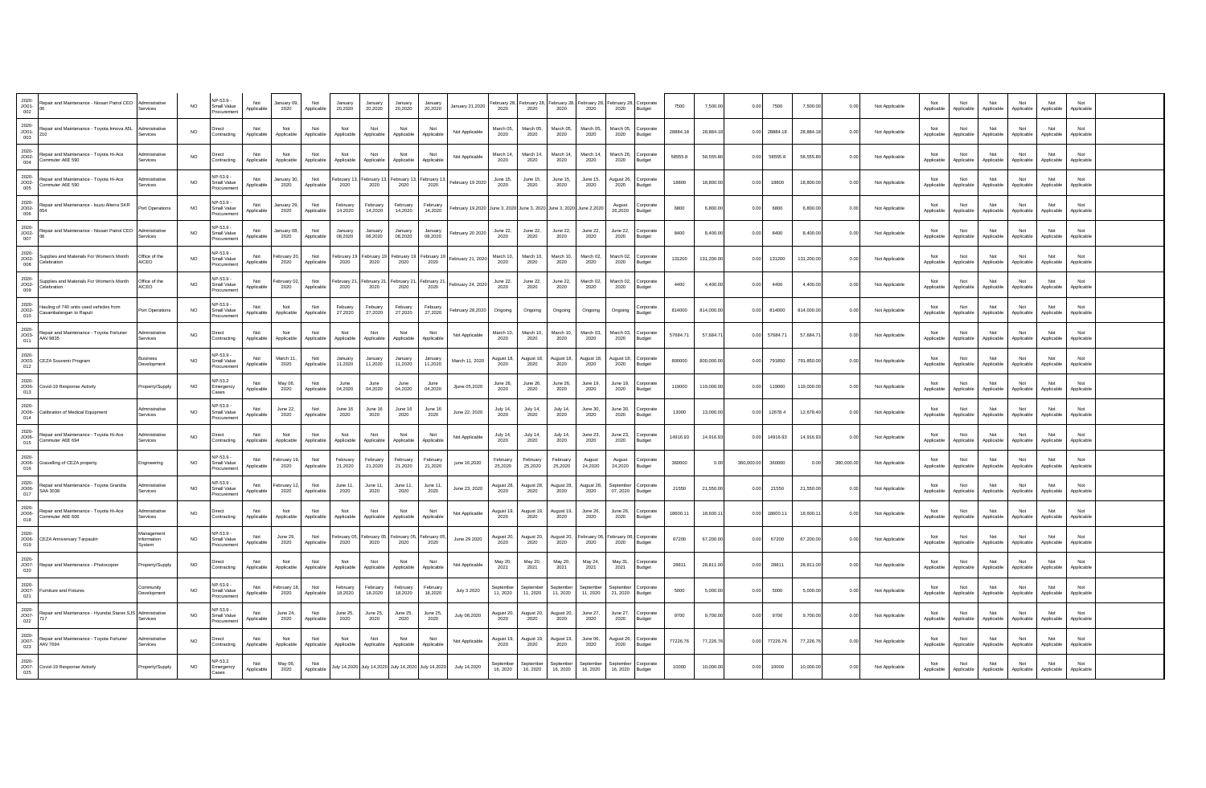| | | | | | | | | | | | | | | | | | | | | | | | | | | | | | | | | |
|---|---|---|---|---|---|---|---|---|---|---|---|---|---|---|---|---|---|---|---|---|---|---|---|---|---|---|---|---|---|---|---|---|
| 2020-J001-002 | Repair and Maintenance - Nissan Patrol CEO 06 | Administrative Services | NO | NP-53.9 - Small Value Procurement | Not Applicable | January 09, 2020 | Not Applicable | January 20,2020 | January 20,2020 | January 20,2020 | January 20,2020 | January 21,2020 | February 28, 2020 | February 28, 2020 | February 28, 2020 | February 28, 2020 | February 28, 2020 | Corporate Budget | 7500 | 7,500.00 | 0.00 | 7500 | 7,500.00 | 0.00 | Not Applicable | Not Applicable | Not Applicable | Not Applicable | Not Applicable | Not Applicable | Not Applicable | |
| 2020-J001-003 | Repair and Maintenance - Toyota Innova ASL 210 | Administrative Services | NO | Direct Contracting | Not Applicable | Not Applicable | Not Applicable | Not Applicable | Not Applicable | Not Applicable | Not Applicable | Not Applicable | March 05, 2020 | March 05, 2020 | March 05, 2020 | March 05, 2020 | March 05, 2020 | Corporate Budget | 28884.18 | 28,884.18 | 0.00 | 28884.18 | 28,884.18 | 0.00 | Not Applicable | Not Applicable | Not Applicable | Not Applicable | Not Applicable | Not Applicable | Not Applicable | |
| 2020-J002-004 | Repair and Maintenance - Toyota Hi-Ace Commuter A6E 590 | Administrative Services | NO | Direct Contracting | Not Applicable | Not Applicable | Not Applicable | Not Applicable | Not Applicable | Not Applicable | Not Applicable | Not Applicable | March 14, 2020 | March 14, 2020 | March 14, 2020 | March 14, 2020 | March 28, 2020 | Corporate Budget | 58555.8 | 58,555.80 | 0.00 | 58555.8 | 58,555.80 | 0.00 | Not Applicable | Not Applicable | Not Applicable | Not Applicable | Not Applicable | Not Applicable | Not Applicable | |
| 2020-J002-005 | Repair and Maintenance - Toyota Hi-Ace Commuter A6E 590 | Administrative Services | NO | NP-53.9 - Small Value Procurement | Not Applicable | January 30, 2020 | Not Applicable | February 13, 2020 | February 13, 2020 | February 13, 2020 | February 13, 2020 | February 19 2020 | June 15, 2020 | June 15, 2020 | June 15, 2020 | June 15, 2020 | August 26, 2020 | Corporate Budget | 18800 | 18,800.00 | 0.00 | 18800 | 18,800.00 | 0.00 | Not Applicable | Not Applicable | Not Applicable | Not Applicable | Not Applicable | Not Applicable | Not Applicable | |
| 2020-J002-006 | Repair and Maintenance - Isuzu Alterra SKR 654 | Port Operations | NO | NP-53.9 - Small Value Procurement | Not Applicable | January 29, 2020 | Not Applicable | February 14,2020 | February 14,2020 | February 14,2020 | February 14,2020 | February 19,2020 | June 3, 2020 | June 3, 2020 | June 3, 2020 | June 2,2020 | August 26,2020 | Corporate Budget | 6800 | 6,800.00 | 0.00 | 6800 | 6,800.00 | 0.00 | Not Applicable | Not Applicable | Not Applicable | Not Applicable | Not Applicable | Not Applicable | Not Applicable | |
| 2020-J002-007 | Repair and Maintenance - Nissan Patrol CEO 06 | Administrative Services | NO | NP-53.9 - Small Value Procurement | Not Applicable | January 08, 2020 | Not Applicable | January 08,2020 | January 08,2020 | January 08,2020 | January 08,2020 | February 20 2020 | June 22, 2020 | June 22, 2020 | June 22, 2020 | June 22, 2020 | June 22, 2020 | Corporate Budget | 8400 | 8,400.00 | 0.00 | 8400 | 8,400.00 | 0.00 | Not Applicable | Not Applicable | Not Applicable | Not Applicable | Not Applicable | Not Applicable | Not Applicable | |
| 2020-J002-008 | Supplies and Materials For Women's Month Celebration | Office of the A/CEO | NO | NP-53.9 - Small Value Procurement | Not Applicable | February 20, 2020 | Not Applicable | February 19 2020 | February 19 2020 | February 19 2020 | February 19 2020 | February 21, 2020 | March 10, 2020 | March 10, 2020 | March 10, 2020 | March 10, 2020 | March 02, 2020 | Corporate Budget | 131200 | 131,200.00 | 0.00 | 131200 | 131,200.00 | 0.00 | Not Applicable | Not Applicable | Not Applicable | Not Applicable | Not Applicable | Not Applicable | Not Applicable | |
| 2020-J002-009 | Supplies and Materials For Women's Month Celebration | Office of the A/CEO | NO | NP-53.9 - Small Value Procurement | Not Applicable | February 02, 2020 | Not Applicable | February 21, 2020 | February 21, 2020 | February 21, 2020 | February 21, 2020 | February 24, 2020 | June 22, 2020 | June 22, 2020 | June 22, 2020 | June 22, 2020 | March 02, 2020 | Corporate Budget | 4400 | 4,400.00 | 0.00 | 4400 | 4,400.00 | 0.00 | Not Applicable | Not Applicable | Not Applicable | Not Applicable | Not Applicable | Not Applicable | Not Applicable | |
| 2020-J002-010 | Hauling of 740 units used vehicles from Casambalangan to Rapuli | Port Operations | NO | NP-53.9 - Small Value Procurement | Not Applicable | Not Applicable | Not Applicable | Febuary 27,2020 | Febuary 27,2020 | Febuary 27,2020 | Febuary 27,2020 | February 28 2020 | Ongoing | Ongoing | Ongoing | Ongoing | Ongoing | Corporate Budget | 814000 | 814,000.00 | 0.00 | 814000 | 814,000.00 | 0.00 | Not Applicable | Not Applicable | Not Applicable | Not Applicable | Not Applicable | Not Applicable | Not Applicable | |
| 2020-J003-011 | Repair and Maintenance - Toyota Fortuner AAV 9835 | Administrative Services | NO | Direct Contracting | Not Applicable | Not Applicable | Not Applicable | Not Applicable | Not Applicable | Not Applicable | Not Applicable | Not Applicable | March 10, 2020 | March 10, 2020 | March 10, 2020 | March 03, 2020 | March 03, 2020 | Corporate Budget | 57684.71 | 57,684.71 | 0.00 | 57684.71 | 57,684.71 | 0.00 | Not Applicable | Not Applicable | Not Applicable | Not Applicable | Not Applicable | Not Applicable | Not Applicable | |
| 2020-J003-012 | CEZA Souvenir Program | Business Development | NO | NP-53.9 - Small Value Procurement | Not Applicable | March 11, 2020 | Not Applicable | January 11,2020 | January 11,2020 | January 11,2020 | January 11,2020 | March 11, 2020 | August 18, 2020 | August 18, 2020 | August 18, 2020 | August 18, 2020 | August 18, 2020 | Corporate Budget | 800000 | 800,000.00 | 0.00 | 791850 | 791,850.00 | 0.00 | Not Applicable | Not Applicable | Not Applicable | Not Applicable | Not Applicable | Not Applicable | Not Applicable | |
| 2020-J006-013 | Covid-19 Response Activity | Property/Supply | NO | NP-53.2 Emergency Cases | Not Applicable | May 06, 2020 | Not Applicable | June 04,2020 | June 04,2020 | June 04,2020 | June 04,2020 | June 05,2020 | June 26, 2020 | June 26, 2020 | June 26, 2020 | June 19, 2020 | June 19, 2020 | Corporate Budget | 119000 | 119,000.00 | 0.00 | 119000 | 119,000.00 | 0.00 | Not Applicable | Not Applicable | Not Applicable | Not Applicable | Not Applicable | Not Applicable | Not Applicable | |
| 2020-J006-014 | Calibration of Medical Equipment | Administrative Services | NO | NP-53.9 - Small Value Procurement | Not Applicable | June 22, 2020 | Not Applicable | June 16 2020 | June 16 2020 | June 16 2020 | June 16 2020 | June 22, 2020 | July 14, 2020 | July 14, 2020 | July 14, 2020 | June 30, 2020 | June 30, 2020 | Corporate Budget | 13000 | 13,000.00 | 0.00 | 12678.4 | 12,678.40 | 0.00 | Not Applicable | Not Applicable | Not Applicable | Not Applicable | Not Applicable | Not Applicable | Not Applicable | |
| 2020-J006-015 | Repair and Maintenance - Toyota Hi-Ace Commuter A6E 694 | Administrative Services | NO | Direct Contracting | Not Applicable | Not Applicable | Not Applicable | Not Applicable | Not Applicable | Not Applicable | Not Applicable | Not Applicable | July 14, 2020 | July 14, 2020 | July 14, 2020 | June 23, 2020 | June 23, 2020 | Corporate Budget | 14916.93 | 14,916.93 | 0.00 | 14916.93 | 14,916.93 | 0.00 | Not Applicable | Not Applicable | Not Applicable | Not Applicable | Not Applicable | Not Applicable | Not Applicable | |
| 2020-J006-016 | Gravelling of CEZA property | Engineering | NO | NP-53.9 - Small Value Procurement | Not Applicable | February 19, 2020 | Not Applicable | February 21,2020 | February 21,2020 | February 21,2020 | February 21,2020 | june 16,2020 | February 25,2020 | February 25,2020 | February 25,2020 | August 24,2020 | August 24,2020 | Corporate Budget | 360000 | 0.00 | 360,000.00 | 360000 | 0.00 | 360,000.00 | Not Applicable | Not Applicable | Not Applicable | Not Applicable | Not Applicable | Not Applicable | Not Applicable | |
| 2020-J006-017 | Repair and Maintenance - Toyota Grandia SAA 3038 | Administrative Services | NO | NP-53.9 - Small Value Procurement | Not Applicable | February 12, 2020 | Not Applicable | June 11, 2020 | June 11, 2020 | June 11, 2020 | June 11, 2020 | June 23, 2020 | August 28, 2020 | August 28, 2020 | August 28, 2020 | August 28, 2020 | September 07, 2020 | Corporate Budget | 21550 | 21,550.00 | 0.00 | 21550 | 21,550.00 | 0.00 | Not Applicable | Not Applicable | Not Applicable | Not Applicable | Not Applicable | Not Applicable | Not Applicable | |
| 2020-J006-018 | Repair and Maintenance - Toyota Hi-Ace Commuter A6E 606 | Administrative Services | NO | Direct Contracting | Not Applicable | Not Applicable | Not Applicable | Not Applicable | Not Applicable | Not Applicable | Not Applicable | Not Applicable | August 19, 2020 | August 19, 2020 | August 19, 2020 | June 26, 2020 | June 26, 2020 | Corporate Budget | 18600.11 | 18,600.11 | 0.00 | 18600.11 | 18,600.11 | 0.00 | Not Applicable | Not Applicable | Not Applicable | Not Applicable | Not Applicable | Not Applicable | Not Applicable | |
| 2020-J006-019 | CEZA Anniversary Tarpaulin | Management Information System | NO | NP-53.9 - Small Value Procurement | Not Applicable | June 29, 2020 | Not Applicable | February 05, 2020 | February 05, 2020 | February 05, 2020 | February 05, 2020 | June 29 2020 | August 20, 2020 | August 20, 2020 | August 20, 2020 | February 06, 2020 | February 06, 2020 | Corporate Budget | 67200 | 67,200.00 | 0.00 | 67200 | 67,200.00 | 0.00 | Not Applicable | Not Applicable | Not Applicable | Not Applicable | Not Applicable | Not Applicable | Not Applicable | |
| 2020-J007-020 | Repair and Maintenance - Photocopier | Property/Supply | NO | Direct Contracting | Not Applicable | Not Applicable | Not Applicable | Not Applicable | Not Applicable | Not Applicable | Not Applicable | Not Applicable | May 20, 2021 | May 20, 2021 | May 20, 2021 | May 24, 2021 | May 31, 2021 | Corporate Budget | 28811 | 28,811.00 | 0.00 | 28811 | 28,811.00 | 0.00 | Not Applicable | Not Applicable | Not Applicable | Not Applicable | Not Applicable | Not Applicable | Not Applicable | |
| 2020-J007-021 | Furniture and Fixtures | Community Development | NO | NP-53.9 - Small Value Procurement | Not Applicable | February 18, 2020 | Not Applicable | February 18,2020 | February 18,2020 | February 18,2020 | February 18,2020 | July 3 2020 | September 11, 2020 | September 11, 2020 | September 11, 2020 | September 11, 2020 | September 21, 2020 | Corporate Budget | 5000 | 5,000.00 | 0.00 | 5000 | 5,000.00 | 0.00 | Not Applicable | Not Applicable | Not Applicable | Not Applicable | Not Applicable | Not Applicable | Not Applicable | |
| 2020-J007-022 | Repair and Maintenance - Hyundai Starex SJS 717 | Administrative Services | NO | NP-53.9 - Small Value Procurement | Not Applicable | June 24, 2020 | Not Applicable | June 25, 2020 | June 25, 2020 | June 25, 2020 | June 25, 2020 | July 08,2020 | August 20, 2020 | August 20, 2020 | August 20, 2020 | June 27, 2020 | June 27, 2020 | Corporate Budget | 9700 | 9,700.00 | 0.00 | 9700 | 9,700.00 | 0.00 | Not Applicable | Not Applicable | Not Applicable | Not Applicable | Not Applicable | Not Applicable | Not Applicable | |
| 2020-J007-023 | Repair and Maintenance - Toyota Fortuner AAV 7694 | Administrative Services | NO | Direct Contracting | Not Applicable | Not Applicable | Not Applicable | Not Applicable | Not Applicable | Not Applicable | Not Applicable | Not Applicable | August 19, 2020 | August 19, 2020 | August 19, 2020 | June 06, 2020 | August 26, 2020 | Corporate Budget | 77226.76 | 77,226.76 | 0.00 | 77226.76 | 77,226.76 | 0.00 | Not Applicable | Not Applicable | Not Applicable | Not Applicable | Not Applicable | Not Applicable | Not Applicable | |
| 2020-J007-025 | Covid-19 Response Activity | Property/Supply | NO | NP-53.2 Emergency Cases | Not Applicable | May 06, 2020 | Not Applicable | July 14,2020 | July 14,2020 | July 14,2020 | July 14,2020 | July 14,2020 | September 16, 2020 | September 16, 2020 | September 16, 2020 | September 16, 2020 | September 16, 2020 | Corporate Budget | 10000 | 10,000.00 | 0.00 | 10000 | 10,000.00 | 0.00 | Not Applicable | Not Applicable | Not Applicable | Not Applicable | Not Applicable | Not Applicable | Not Applicable | |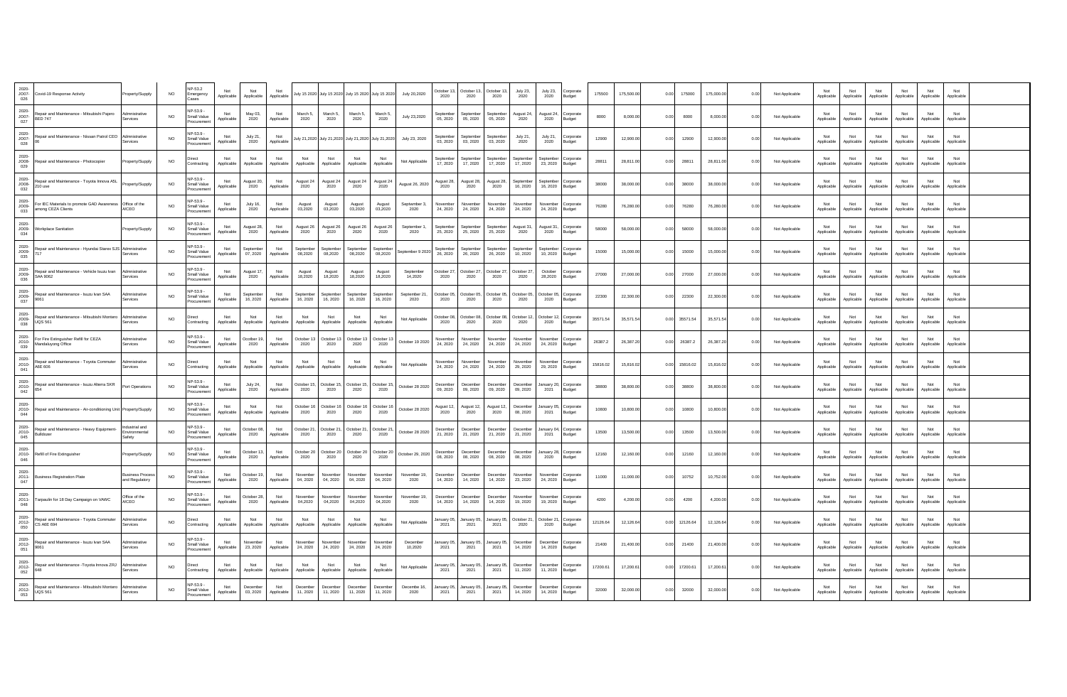| | | | | | | | | | | | | | | | | | | | | | | | | | | | | | | | | | | | |
|---|---|---|---|---|---|---|---|---|---|---|---|---|---|---|---|---|---|---|---|---|---|---|---|---|---|---|---|---|---|---|---|---|---|---|---|
| 2020-JO07-026 | Covid-19 Response Activity | Property/Supply | NO | NP-53.2 Emergency Cases | Not Applicable | Not Applicable | Not Applicable | July 15 2020 | July 15 2020 | July 15 2020 | July 15 2020 | July 20,2020 | October 13, 2020 | October 13, 2020 | October 13, 2020 | July 23, 2020 | July 23, 2020 | Corporate Budget | 175500 | 175,500.00 | 0.00 | 175000 | 175,000.00 | 0.00 | Not Applicable | Not Applicable | Not Applicable | Not Applicable | Not Applicable | Not Applicable | Not Applicable | |
| 2020-JO07-027 | Repair and Maintenance - Mitsubishi Pajero BED 747 | Administrative Services | NO | NP-53.9 - Small Value Procurement | Not Applicable | May 03, 2020 | Not Applicable | March 5, 2020 | March 5, 2020 | March 5, 2020 | March 5, 2020 | July 23,2020 | September 05, 2020 | September 05, 2020 | September 05, 2020 | August 24, 2020 | August 24, 2020 | Corporate Budget | 8000 | 8,000.00 | 0.00 | 8000 | 8,000.00 | 0.00 | Not Applicable | Not Applicable | Not Applicable | Not Applicable | Not Applicable | Not Applicable | Not Applicable | |
| 2020-JO07-028 | Repair and Maintenance - Nissan Patrol CEO 06 | Administrative Services | NO | NP-53.9 - Small Value Procurement | Not Applicable | July 21, 2020 | Not Applicable | July 21,2020 | July 21,2020 | July 21,2020 | July 21,2020 | July 23, 2020 | September 03, 2020 | September 03, 2020 | September 03, 2020 | July 21, 2020 | July 21, 2020 | Corporate Budget | 12900 | 12,900.00 | 0.00 | 12900 | 12,900.00 | 0.00 | Not Applicable | Not Applicable | Not Applicable | Not Applicable | Not Applicable | Not Applicable | Not Applicable | |
| 2020-JO08-029 | Repair and Maintenance - Photocopier | Property/Supply | NO | Direct Contracting | Not Applicable | Not Applicable | Not Applicable | Not Applicable | Not Applicable | Not Applicable | Not Applicable | Not Applicable | September 17, 2020 | September 17, 2020 | September 17, 2020 | September 17, 2020 | September 23, 2020 | Corporate Budget | 28811 | 28,811.00 | 0.00 | 28811 | 28,811.00 | 0.00 | Not Applicable | Not Applicable | Not Applicable | Not Applicable | Not Applicable | Not Applicable | Not Applicable | |
| 2020-JO08-032 | Repair and Maintenance - Toyota Innova A5L 210 use | Property/Supply | NO | NP-53.9 - Small Value Procurement | Not Applicable | August 20, 2020 | Not Applicable | August 24 2020 | August 24 2020 | August 24 2020 | August 24 2020 | August 26, 2020 | August 28, 2020 | August 28, 2020 | August 28, 2020 | September 16, 2020 | September 16, 2020 | Corporate Budget | 38000 | 38,000.00 | 0.00 | 38000 | 38,000.00 | 0.00 | Not Applicable | Not Applicable | Not Applicable | Not Applicable | Not Applicable | Not Applicable | Not Applicable | |
| 2020-JO09-033 | For IEC Materials to promote GAD Awareness among CEZA Clients | Office of the A/CEO | NO | NP-53.9 - Small Value Procurement | Not Applicable | July 16, 2020 | Not Applicable | August 03,2020 | August 03,2020 | August 03,2020 | August 03,2020 | September 3, 2020 | November 24, 2020 | November 24, 2020 | November 24, 2020 | November 24, 2020 | November 24, 2020 | Corporate Budget | 76280 | 76,280.00 | 0.00 | 76280 | 76,280.00 | 0.00 | Not Applicable | Not Applicable | Not Applicable | Not Applicable | Not Applicable | Not Applicable | Not Applicable | |
| 2020-JO09-034 | Workplace Sanitation | Property/Supply | NO | NP-53.9 - Small Value Procurement | Not Applicable | August 28, 2020 | Not Applicable | August 26 2020 | August 26 2020 | August 26 2020 | August 26 2020 | September 1, 2020 | September 25, 2020 | September 25, 2020 | September 25, 2020 | August 31, 2020 | August 31, 2020 | Corporate Budget | 58000 | 58,000.00 | 0.00 | 58000 | 58,000.00 | 0.00 | Not Applicable | Not Applicable | Not Applicable | Not Applicable | Not Applicable | Not Applicable | Not Applicable | |
| 2020-JO09-035 | Repair and Maintenance - Hyundai Starex SJS 717 | Administrative Services | NO | NP-53.9 - Small Value Procurement | Not Applicable | September 07, 2020 | Not Applicable | September 08,2020 | September 08,2020 | September 08,2020 | September 08,2020 | September 9 2020 | September 26, 2020 | September 26, 2020 | September 26, 2020 | September 10, 2020 | September 10, 2020 | Corporate Budget | 15000 | 15,000.00 | 0.00 | 15000 | 15,000.00 | 0.00 | Not Applicable | Not Applicable | Not Applicable | Not Applicable | Not Applicable | Not Applicable | Not Applicable | |
| 2020-JO09-036 | Repair and Maintenance - Vehicle Isuzu Ivan SAA 9062 | Administrative Services | NO | NP-53.9 - Small Value Procurement | Not Applicable | August 17, 2020 | Not Applicable | August 18,2020 | August 18,2020 | August 18,2020 | August 18,2020 | September 14,2020 | October 27, 2020 | October 27, 2020 | October 27, 2020 | October 27, 2020 | October 28,2020 | Corporate Budget | 27000 | 27,000.00 | 0.00 | 27000 | 27,000.00 | 0.00 | Not Applicable | Not Applicable | Not Applicable | Not Applicable | Not Applicable | Not Applicable | Not Applicable | |
| 2020-JO09-037 | Repair and Maintenance - Isuzu Ivan SAA 9061 | Administrative Services | NO | NP-53.9 - Small Value Procurement | Not Applicable | September 16, 2020 | Not Applicable | September 16, 2020 | September 16, 2020 | September 16, 2020 | September 16, 2020 | September 21, 2020 | October 05, 2020 | October 05, 2020 | October 05, 2020 | October 05, 2020 | October 05, 2020 | Corporate Budget | 22300 | 22,300.00 | 0.00 | 22300 | 22,300.00 | 0.00 | Not Applicable | Not Applicable | Not Applicable | Not Applicable | Not Applicable | Not Applicable | Not Applicable | |
| 2020-JO09-038 | Repair and Maintenance - Mitsubishi Montero UQS 561 | Administrative Services | NO | Direct Contracting | Not Applicable | Not Applicable | Not Applicable | Not Applicable | Not Applicable | Not Applicable | Not Applicable | Not Applicable | October 08, 2020 | October 08, 2020 | October 08, 2020 | October 12, 2020 | October 12, 2020 | Corporate Budget | 35571.54 | 35,571.54 | 0.00 | 35571.54 | 35,571.54 | 0.00 | Not Applicable | Not Applicable | Not Applicable | Not Applicable | Not Applicable | Not Applicable | Not Applicable | |
| 2020-JO10-039 | For Fire Extinguisher Refill for CEZA Mandaluyong Office | Administrative Services | NO | NP-53.9 - Small Value Procurement | Not Applicable | Ocotber 19, 2020 | Not Applicable | October 13 2020 | October 13 2020 | October 13 2020 | October 13 2020 | October 19 2020 | November 24, 2020 | November 24, 2020 | November 24, 2020 | November 24, 2020 | November 24, 2020 | Corporate Budget | 26387.2 | 26,387.20 | 0.00 | 26387.2 | 26,387.20 | 0.00 | Not Applicable | Not Applicable | Not Applicable | Not Applicable | Not Applicable | Not Applicable | Not Applicable | |
| 2020-JO10-041 | Repair and Maintenance - Toyota Commuter A6E 606 | Administrative Services | NO | Direct Contracting | Not Applicable | Not Applicable | Not Applicable | Not Applicable | Not Applicable | Not Applicable | Not Applicable | Not Applicable | November 24, 2020 | November 24, 2020 | November 24, 2020 | November 29, 2020 | November 29, 2020 | Corporate Budget | 15816.02 | 15,816.02 | 0.00 | 15816.02 | 15,816.02 | 0.00 | Not Applicable | Not Applicable | Not Applicable | Not Applicable | Not Applicable | Not Applicable | Not Applicable | |
| 2020-JO10-042 | Repair and Maintenance - Isuzu Alterra SKR 654 | Port Operations | NO | NP-53.9 - Small Value Procurement | Not Applicable | July 24, 2020 | Not Applicable | October 15, 2020 | October 15, 2020 | October 15, 2020 | October 15, 2020 | October 28 2020 | December 09, 2020 | December 09, 2020 | December 09, 2020 | December 09, 2020 | January 20, 2021 | Corporate Budget | 38800 | 38,800.00 | 0.00 | 38800 | 38,800.00 | 0.00 | Not Applicable | Not Applicable | Not Applicable | Not Applicable | Not Applicable | Not Applicable | Not Applicable | |
| 2020-JO10-044 | Repair and Maintenance - Air-conditioning Unit | Property/Supply | NO | NP-53.9 - Small Value Procurement | Not Applicable | Not Applicable | Not Applicable | October 16 2020 | October 16 2020 | October 16 2020 | October 16 2020 | October 28 2020 | August 12, 2020 | August 12, 2020 | August 12, 2020 | December 08, 2020 | January 05, 2021 | Corporate Budget | 10800 | 10,800.00 | 0.00 | 10800 | 10,800.00 | 0.00 | Not Applicable | Not Applicable | Not Applicable | Not Applicable | Not Applicable | Not Applicable | Not Applicable | |
| 2020-JO10-045 | Repair and Maintenance - Heavy Equipment-Bulldozer | Industrial and Environmental Safety | NO | NP-53.9 - Small Value Procurement | Not Applicable | October 08, 2020 | Not Applicable | October 21, 2020 | October 21, 2020 | October 21, 2020 | October 21, 2020 | October 28 2020 | December 21, 2020 | December 21, 2020 | December 21, 2020 | December 21, 2020 | January 04, 2021 | Corporate Budget | 13500 | 13,500.00 | 0.00 | 13500 | 13,500.00 | 0.00 | Not Applicable | Not Applicable | Not Applicable | Not Applicable | Not Applicable | Not Applicable | Not Applicable | |
| 2020-JO10-046 | Refill of Fire Extinguisher | Property/Supply | NO | NP-53.9 - Small Value Procurement | Not Applicable | October 13, 2020 | Not Applicable | October 20 2020 | October 20 2020 | October 20 2020 | October 20 2020 | October 29, 2020 | December 08, 2020 | December 08, 2020 | December 08, 2020 | December 08, 2020 | January 28, 2020 | Corporate Budget | 12160 | 12,160.00 | 0.00 | 12160 | 12,160.00 | 0.00 | Not Applicable | Not Applicable | Not Applicable | Not Applicable | Not Applicable | Not Applicable | Not Applicable | |
| 2020-JO11-047 | Business Registration Plate | Business Process and Regulatory | NO | NP-53.9 - Small Value Procurement | Not Applicable | October 19, 2020 | Not Applicable | November 04, 2020 | November 04, 2020 | November 04, 2020 | November 04, 2020 | November 19, 2020 | December 14, 2020 | December 14, 2020 | December 14, 2020 | November 23, 2020 | November 24, 2020 | Corporate Budget | 11000 | 11,000.00 | 0.00 | 10752 | 10,752.00 | 0.00 | Not Applicable | Not Applicable | Not Applicable | Not Applicable | Not Applicable | Not Applicable | Not Applicable | |
| 2020-JO11-048 | Tarpaulin for 18 Day Campaign on VAWC | Office of the A/CEO | NO | NP-53.9 - Small Value Procurement | Not Applicable | October 28, 2020 | Not Applicable | November 04,2020 | November 04,2020 | November 04,2020 | November 04,2020 | November 19, 2020 | December 14, 2020 | December 14, 2020 | December 14, 2020 | November 19, 2020 | November 19, 2020 | Corporate Budget | 4200 | 4,200.00 | 0.00 | 4200 | 4,200.00 | 0.00 | Not Applicable | Not Applicable | Not Applicable | Not Applicable | Not Applicable | Not Applicable | Not Applicable | |
| 2020-JO12-050 | Repair and Maintenance - Toyota Commuter CS A6E 694 | Administrative Services | NO | Direct Contracting | Not Applicable | Not Applicable | Not Applicable | Not Applicable | Not Applicable | Not Applicable | Not Applicable | Not Applicable | January 05, 2021 | January 05, 2021 | January 05, 2021 | October 21, 2020 | October 21, 2020 | Corporate Budget | 12126.64 | 12,126.64 | 0.00 | 12126.64 | 12,126.64 | 0.00 | Not Applicable | Not Applicable | Not Applicable | Not Applicable | Not Applicable | Not Applicable | Not Applicable | |
| 2020-JO12-051 | Repair and Maintenance - Isuzu Ivan SAA 9061 | Administrative Services | NO | NP-53.9 - Small Value Procurement | Not Applicable | November 23, 2020 | Not Applicable | November 24, 2020 | November 24, 2020 | November 24, 2020 | November 24, 2020 | December 10,2020 | January 05, 2021 | January 05, 2021 | January 05, 2021 | December 14, 2020 | December 14, 2020 | Corporate Budget | 21400 | 21,400.00 | 0.00 | 21400 | 21,400.00 | 0.00 | Not Applicable | Not Applicable | Not Applicable | Not Applicable | Not Applicable | Not Applicable | Not Applicable | |
| 2020-JO12-052 | Repair and Maintenance -Toyota Innova ZRJ 648 | Administrative Services | NO | Direct Contracting | Not Applicable | Not Applicable | Not Applicable | Not Applicable | Not Applicable | Not Applicable | Not Applicable | Not Applicable | January 05, 2021 | January 05, 2021 | January 05, 2021 | December 11, 2020 | December 11, 2020 | Corporate Budget | 17200.61 | 17,200.61 | 0.00 | 17200.61 | 17,200.61 | 0.00 | Not Applicable | Not Applicable | Not Applicable | Not Applicable | Not Applicable | Not Applicable | Not Applicable | |
| 2020-JO12-053 | Repair and Maintenance - Mitsubishi Montero UQS 561 | Administrative Services | NO | NP-53.9 - Small Value Procurement | Not Applicable | December 03, 2020 | Not Applicable | December 11, 2020 | December 11, 2020 | December 11, 2020 | December 11, 2020 | December 16, 2020 | January 05, 2021 | January 05, 2021 | January 05, 2021 | December 14, 2020 | December 14, 2020 | Corporate Budget | 32000 | 32,000.00 | 0.00 | 32000 | 32,000.00 | 0.00 | Not Applicable | Not Applicable | Not Applicable | Not Applicable | Not Applicable | Not Applicable | Not Applicable | |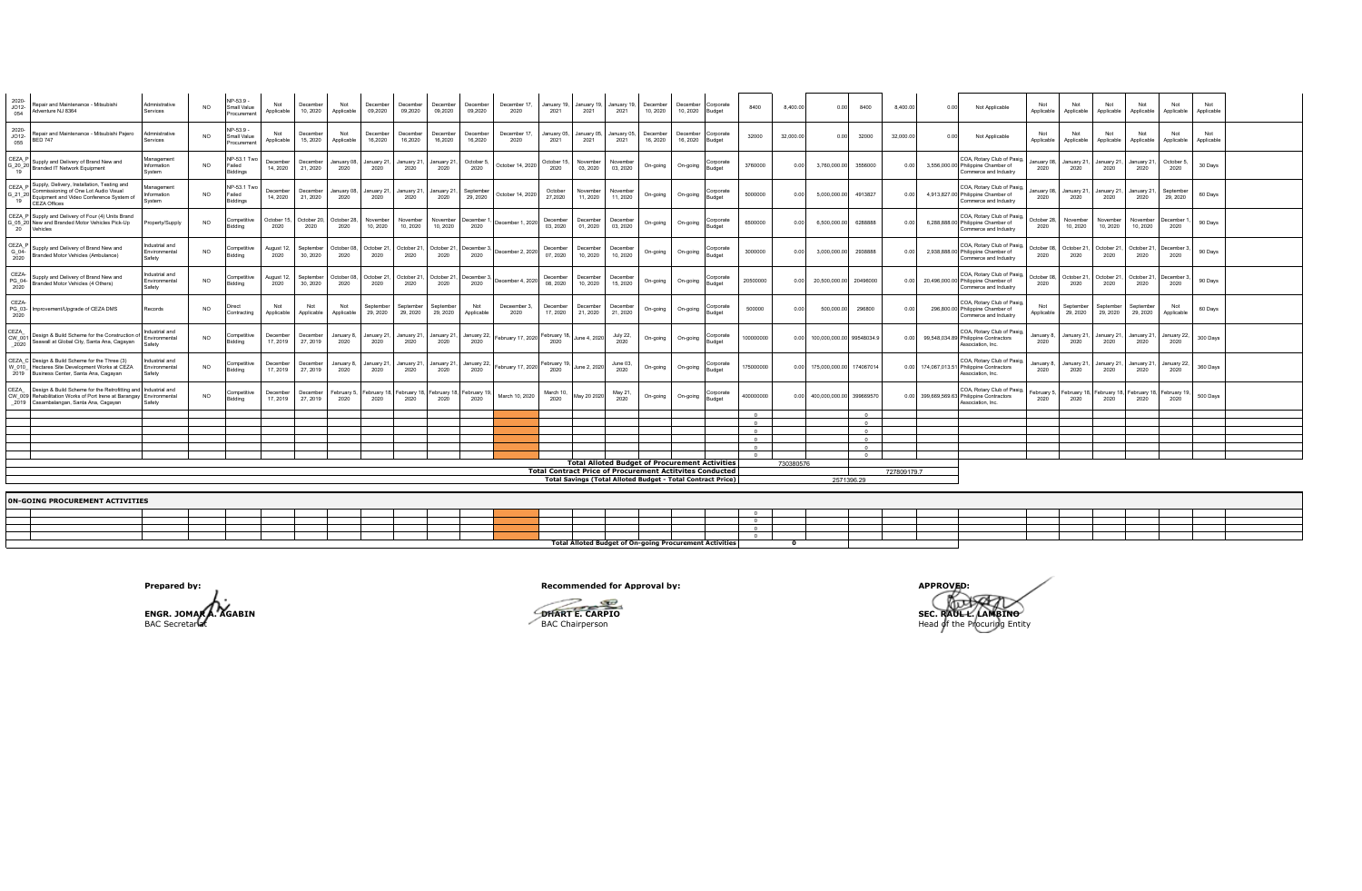| | | | | | | | | | | | | | | | | | | | | | | | | | | | | | | | | |
|---|---|---|---|---|---|---|---|---|---|---|---|---|---|---|---|---|---|---|---|---|---|---|---|---|---|---|---|---|---|---|---|---|
| 2020-JO12-054 | Repair and Maintenance - Mitsubishi Adventure NJ 8364 | Administrative Services | NO | NP-53.9 - Small Value Procurement | Not Applicable | December 10, 2020 | Not Applicable | December 09,2020 | December 09,2020 | December 09,2020 | December 09,2020 | December 17, 2020 | January 19, 2021 | January 19, 2021 | January 19, 2021 | December 10, 2020 | December 10, 2020 | Corporate Budget | 8400 | 8,400.00 | 0.00 | 8400 | 8,400.00 | 0.00 | Not Applicable | Not Applicable | Not Applicable | Not Applicable | Not Applicable | Not Applicable | Not Applicable | |
| 2020-JO12-055 | Repair and Maintenance - Mitsubishi Pajero BED 747 | Administrative Services | NO | NP-53.9 - Small Value Procurement | Not Applicable | December 15, 2020 | Not Applicable | December 16,2020 | December 16,2020 | December 16,2020 | December 16,2020 | December 17, 2020 | January 05, 2021 | January 05, 2021 | January 05, 2021 | December 16, 2020 | December 16, 2020 | Corporate Budget | 32000 | 32,000.00 | 0.00 | 32000 | 32,000.00 | 0.00 | Not Applicable | Not Applicable | Not Applicable | Not Applicable | Not Applicable | Not Applicable | Not Applicable | |
| CEZA_PG_20_2019 | Supply and Delivery of Brand New and Branded IT Network Equipment | Management Information System | NO | NP-53.1 Two Failed Biddings | December 14, 2020 | December 21, 2020 | January 08, 2020 | January 21, 2020 | January 21, 2020 | January 21, 2020 | October 5, 2020 | October 14, 2020 | October 15, 2020 | November 03, 2020 | November 03, 2020 | On-going | On-going | Corporate Budget | 3760000 | 0.00 | 3,760,000.00 | 3556000 | 0.00 | 3,556,000.00 | COA, Rotary Club of Pasig, Philippine Chamber of Commerce and Industry | January 08, 2020 | January 21, 2020 | January 21, 2020 | January 21, 2020 | October 5, 2020 | 30 Days | |
| CEZA_PG_21_2019 | Supply, Delivery, Installation, Testing and Commissioning of One Lot Audio Visual Equipment and Video Conference System of CEZA Offices | Management Information System | NO | NP-53.1 Two Failed Biddings | December 14, 2020 | December 21, 2020 | January 08, 2020 | January 21, 2020 | January 21, 2020 | January 21, 2020 | September 29, 2020 | October 14, 2020 | October 27,2020 | November 11, 2020 | November 11, 2020 | On-going | On-going | Corporate Budget | 5000000 | 0.00 | 5,000,000.00 | 4913827 | 0.00 | 4,913,827.00 | COA, Rotary Club of Pasig, Philippine Chamber of Commerce and Industry | January 08, 2020 | January 21, 2020 | January 21, 2020 | January 21, 2020 | September 29, 2020 | 60 Days | |
| CEZA_PG_05_2020 | Supply and Delivery of Four (4) Units Brand New and Branded Motor Vehicles Pick-Up Vehicles | Property/Supply | NO | Competitive Bidding | October 15, 2020 | October 20, 2020 | October 28, 2020 | November 10, 2020 | November 10, 2020 | November 10, 2020 | December 1, 2020 | December 1, 2020 | December 03, 2020 | December 01, 2020 | December 03, 2020 | On-going | On-going | Corporate Budget | 6500000 | 0.00 | 6,500,000.00 | 6288888 | 0.00 | 6,288,888.00 | COA, Rotary Club of Pasig, Philippine Chamber of Commerce and Industry | October 28, 2020 | November 10, 2020 | November 10, 2020 | November 10, 2020 | December 1, 2020 | 90 Days | |
| CEZA_PG_04-2020 | Supply and Delivery of Brand New and Branded Motor Vehicles (Ambulance) | Industrial and Environmental Safety | NO | Competitive Bidding | August 12, 2020 | September 30, 2020 | October 08, 2020 | October 21, 2020 | October 21, 2020 | October 21, 2020 | December 3, 2020 | December 2, 2020 | December 07, 2020 | December 10, 2020 | December 10, 2020 | On-going | On-going | Corporate Budget | 3000000 | 0.00 | 3,000,000.00 | 2938888 | 0.00 | 2,938,888.00 | COA, Rotary Club of Pasig, Philippine Chamber of Commerce and Industry | October 08, 2020 | October 21, 2020 | October 21, 2020 | October 21, 2020 | December 3, 2020 | 90 Days | |
| CEZA-PG_04-2020 | Supply and Delivery of Brand New and Branded Motor Vehicles (4 Others) | Industrial and Environmental Safety | NO | Competitive Bidding | August 12, 2020 | September 30, 2020 | October 08, 2020 | October 21, 2020 | October 21, 2020 | October 21, 2020 | December 3, 2020 | December 4, 2020 | December 08, 2020 | December 10, 2020 | December 15, 2020 | On-going | On-going | Corporate Budget | 20500000 | 0.00 | 20,500,000.00 | 20496000 | 0.00 | 20,496,000.00 | COA, Rotary Club of Pasig, Philippine Chamber of Commerce and Industry | October 08, 2020 | October 21, 2020 | October 21, 2020 | October 21, 2020 | December 3, 2020 | 90 Days | |
| CEZA-PG_03-2020 | Improvement/Upgrade of CEZA DMS | Records | NO | Direct Contracting | Not Applicable | Not Applicable | Not Applicable | September 29, 2020 | September 29, 2020 | September 29, 2020 | Not Applicable | Decemeber 3, 2020 | December 17, 2020 | December 21, 2020 | December 21, 2020 | On-going | On-going | Corporate Budget | 500000 | 0.00 | 500,000.00 | 296800 | 0.00 | 296,800.00 | COA, Rotary Club of Pasig, Philippine Chamber of Commerce and Industry | Not Applicable | September 29, 2020 | September 29, 2020 | September 29, 2020 | Not Applicable | 60 Days | |
| CEZA_CW_001_2020 | Design & Build Scheme for the Construction of Seawall at Global City, Santa Ana, Cagayan | Industrial and Environmental Safety | NO | Competitive Bidding | December 17, 2019 | December 27, 2019 | January 8, 2020 | January 21, 2020 | January 21, 2020 | January 21, 2020 | January 22, 2020 | February 17, 2020 | February 18, 2020 | June 4, 2020 | July 22, 2020 | On-going | On-going | Corporate Budget | 100000000 | 0.00 | 100,000,000.00 | 99548034.9 | 0.00 | 99,548,034.89 | COA, Rotary Club of Pasig, Philippine Contractors Association, Inc. | January 8, 2020 | January 21, 2020 | January 21, 2020 | January 21, 2020 | January 22, 2020 | 300 Days | |
| CEZA_CW_010_2019 | Design & Build Scheme for the Three (3) Hectares Site Development Works at CEZA Business Center, Santa Ana, Cagayan | Industrial and Environmental Safety | NO | Competitive Bidding | December 17, 2019 | December 27, 2019 | January 8, 2020 | January 21, 2020 | January 21, 2020 | January 21, 2020 | January 22, 2020 | February 17, 2020 | February 19, 2020 | June 2, 2020 | June 03, 2020 | On-going | On-going | Corporate Budget | 175000000 | 0.00 | 175,000,000.00 | 174067014 | 0.00 | 174,067,013.51 | COA, Rotary Club of Pasig, Philippine Contractors Association, Inc. | January 8, 2020 | January 21, 2020 | January 21, 2020 | January 21, 2020 | January 22, 2020 | 360 Days | |
| CEZA_CW_009_2019 | Design & Build Scheme for the Retrofitting and Rehabilitation Works of Port Irene at Barangay Casambalangan, Santa Ana, Cagayan | Industrial and Environmental Safety | NO | Competitive Bidding | December 17, 2019 | December 27, 2019 | February 5, 2020 | February 18, 2020 | February 18, 2020 | February 18, 2020 | February 19, 2020 | March 10, 2020 | March 10, 2020 | May 20 2020 | May 21, 2020 | On-going | On-going | Corporate Budget | 400000000 | 0.00 | 400,000,000.00 | 399669570 | 0.00 | 399,669,569.63 | COA, Rotary Club of Pasig, Philippine Contractors Association, Inc. | February 5, 2020 | February 18, 2020 | February 18, 2020 | February 18, 2020 | February 19, 2020 | 500 Days | |
| | | | | | | | | | | | | | | | | | | | 0 | | | 0 | | | | | | | | | | |
| | | | | | | | | | | | | | | | | | | | 0 | | | 0 | | | | | | | | | | |
| | | | | | | | | | | | | | | | | | | | 0 | | | 0 | | | | | | | | | | |
| | | | | | | | | | | | | | | | | | | | 0 | | | 0 | | | | | | | | | | |
| | | | | | | | | | | | | | | | | | | | 0 | | | 0 | | | | | | | | | | |
| | | | | | | | | | | | | | | | | | | | 0 | | | 0 | | | | | | | | | | |
| | | | | | | | | | | | | | | Total Alloted Budget of Procurement Activities | | | | | | 730380576 | | | | | | | | | | | | |
| | | | | | | | | | | | | | | Total Contract Price of Procurement Actitvites Conducted | | | | | | | | | 727809179.7 | | | | | | | | | |
| | | | | | | | | | | | | | | Total Savings (Total Alloted Budget - Total Contract Price) | | | | | | | | 2571396.29 | | | | | | | | | | |

## ON-GOING PROCUREMENT ACTIVITIES

| | | | | | | | | | | | | | | | | | | | | | | | | | | | | | | | | |
|---|---|---|---|---|---|---|---|---|---|---|---|---|---|---|---|---|---|---|---|---|---|---|---|---|---|---|---|---|---|---|---|---|
| | | | | | | | | | | | | | | | | | | | 0 | | | | | | | | | | | | | |
| | | | | | | | | | | | | | | | | | | | 0 | | | | | | | | | | | | | |
| | | | | | | | | | | | | | | | | | | | 0 | | | | | | | | | | | | | |
| | | | | | | | | | | | | | | | | | | | 0 | | | | | | | | | | | | | |
| | | | | | | | | | | | | | | Total Alloted Budget of On-going Procurement Activities | | | | | | 0 | | | | | | | | | | | | |

**Prepared by:**

**ENGR. JOMAR A. AGABIN**
BAC Secretariat

**Recommended for Approval by:**

**DHART E. CARPIO**
BAC Chairperson

**APPROVED:**

**SEC. RAUL L. LAMBINO**
Head of the Procuring Entity